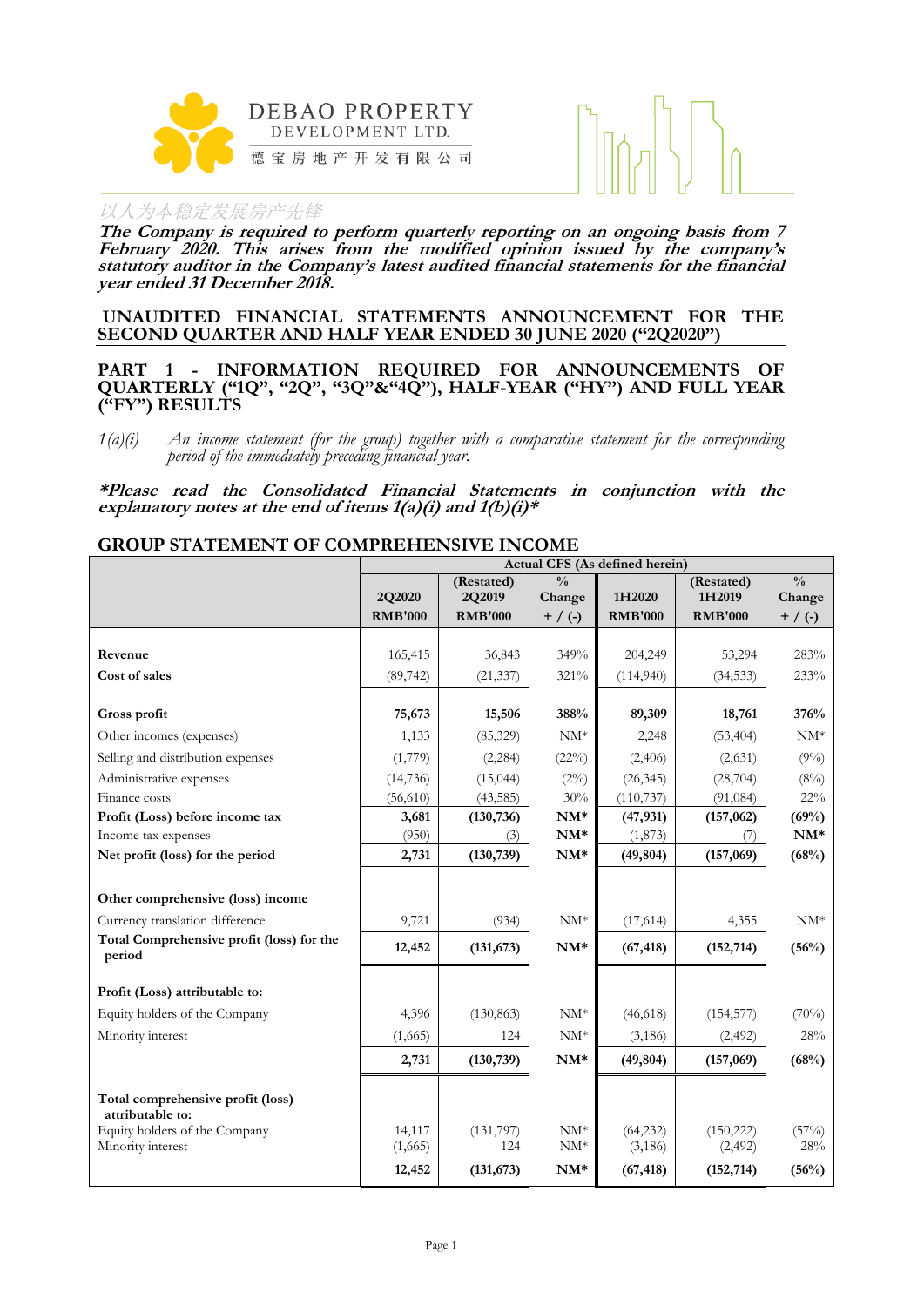DEBAO PROPERTY DEVELOPMENT LTD.

德宝房地产开发有限公司

以人为本稳定发展房产先锋

***The Company is required to perform quarterly reporting on an ongoing basis from 7 February 2020. This arises from the modified opinion issued by the company's statutory auditor in the Company's latest audited financial statements for the financial year ended 31 December 2018.***

## UNAUDITED FINANCIAL STATEMENTS ANNOUNCEMENT FOR THE SECOND QUARTER AND HALF YEAR ENDED 30 JUNE 2020 ("2Q2020")

## PART 1 - INFORMATION REQUIRED FOR ANNOUNCEMENTS OF QUARTERLY ("1Q", "2Q", "3Q"&"4Q"), HALF-YEAR ("HY") AND FULL YEAR ("FY") RESULTS

*1(a)(i) An income statement (for the group) together with a comparative statement for the corresponding period of the immediately preceding financial year.*

***\*Please read the Consolidated Financial Statements in conjunction with the explanatory notes at the end of items 1(a)(i) and 1(b)(i)\****

### GROUP STATEMENT OF COMPREHENSIVE INCOME

| | Actual CFS (As defined herein) | | | | | |
|---|---|---|---|---|---|---|
| | 2Q2020 | (Restated) 2Q2019 | % Change | 1H2020 | (Restated) 1H2019 | % Change |
| | RMB'000 | RMB'000 | + / (-) | RMB'000 | RMB'000 | + / (-) |
| **Revenue** | 165,415 | 36,843 | 349% | 204,249 | 53,294 | 283% |
| **Cost of sales** | (89,742) | (21,337) | 321% | (114,940) | (34,533) | 233% |
| **Gross profit** | **75,673** | **15,506** | **388%** | **89,309** | **18,761** | **376%** |
| Other incomes (expenses) | 1,133 | (85,329) | NM* | 2,248 | (53,404) | NM* |
| Selling and distribution expenses | (1,779) | (2,284) | (22%) | (2,406) | (2,631) | (9%) |
| Administrative expenses | (14,736) | (15,044) | (2%) | (26,345) | (28,704) | (8%) |
| Finance costs | (56,610) | (43,585) | 30% | (110,737) | (91,084) | 22% |
| **Profit (Loss) before income tax** | **3,681** | **(130,736)** | **NM*** | **(47,931)** | **(157,062)** | **(69%)** |
| Income tax expenses | (950) | (3) | **NM*** | (1,873) | (7) | **NM*** |
| **Net profit (loss) for the period** | **2,731** | **(130,739)** | **NM*** | **(49,804)** | **(157,069)** | **(68%)** |
| **Other comprehensive (loss) income** | | | | | | |
| Currency translation difference | 9,721 | (934) | NM* | (17,614) | 4,355 | NM* |
| **Total Comprehensive profit (loss) for the period** | **12,452** | **(131,673)** | **NM*** | **(67,418)** | **(152,714)** | **(56%)** |
| **Profit (Loss) attributable to:** | | | | | | |
| Equity holders of the Company | 4,396 | (130,863) | NM* | (46,618) | (154,577) | (70%) |
| Minority interest | (1,665) | 124 | NM* | (3,186) | (2,492) | 28% |
| | **2,731** | **(130,739)** | **NM*** | **(49,804)** | **(157,069)** | **(68%)** |
| **Total comprehensive profit (loss) attributable to:** | | | | | | |
| Equity holders of the Company | 14,117 | (131,797) | NM* | (64,232) | (150,222) | (57%) |
| Minority interest | (1,665) | 124 | NM* | (3,186) | (2,492) | 28% |
| | **12,452** | **(131,673)** | **NM*** | **(67,418)** | **(152,714)** | **(56%)** |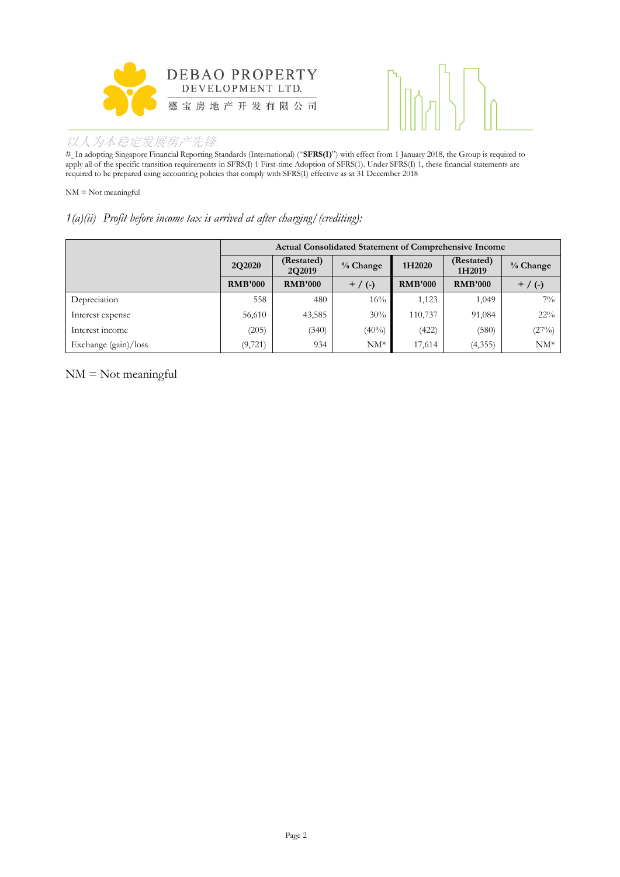# _ In adopting Singapore Financial Reporting Standards (International) ("**SFRS(I)**") with effect from 1 January 2018, the Group is required to apply all of the specific transition requirements in SFRS(I) 1 First-time Adoption of SFRS(1). Under SFRS(I) 1, these financial statements are required to be prepared using accounting policies that comply with SFRS(I) effective as at 31 December 2018

NM = Not meaningful

*1(a)(ii) Profit before income tax is arrived at after charging/(crediting):*

| | **Actual Consolidated Statement of Comprehensive Income** | | | | | |
|---|---|---|---|---|---|---|
| | **2Q2020** | **(Restated) 2Q2019** | **% Change** | **1H2020** | **(Restated) 1H2019** | **% Change** |
| | **RMB'000** | **RMB'000** | **+ / (-)** | **RMB'000** | **RMB'000** | **+ / (-)** |
| Depreciation | 558 | 480 | 16% | 1,123 | 1,049 | 7% |
| Interest expense | 56,610 | 43,585 | 30% | 110,737 | 91,084 | 22% |
| Interest income | (205) | (340) | (40%) | (422) | (580) | (27%) |
| Exchange (gain)/loss | (9,721) | 934 | NM* | 17,614 | (4,355) | NM* |

NM = Not meaningful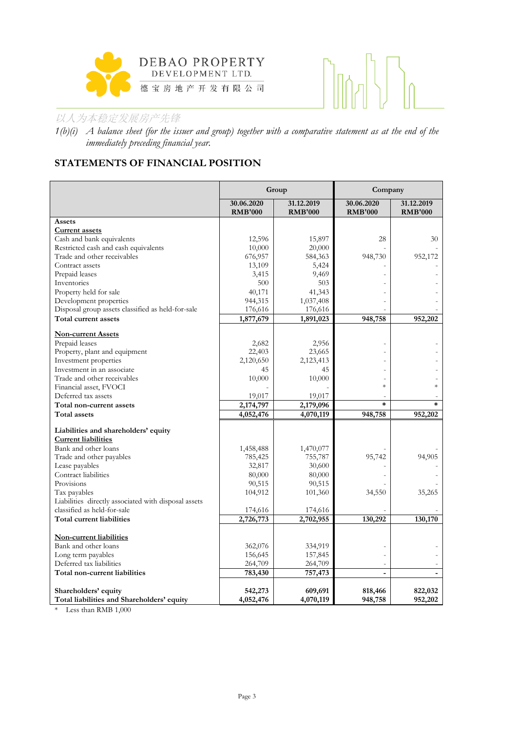DEBAO PROPERTY DEVELOPMENT LTD.

德宝房地产开发有限公司

以人为本稳定发展房产先锋

*1(b)(i) A balance sheet (for the issuer and group) together with a comparative statement as at the end of the immediately preceding financial year.*

## STATEMENTS OF FINANCIAL POSITION

| | Group | | Company | |
|---|---|---|---|---|
| | **30.06.2020 RMB'000** | **31.12.2019 RMB'000** | **30.06.2020 RMB'000** | **31.12.2019 RMB'000** |
| **Assets** | | | | |
| **Current assets** | | | | |
| Cash and bank equivalents | 12,596 | 15,897 | 28 | 30 |
| Restricted cash and cash equivalents | 10,000 | 20,000 | - | - |
| Trade and other receivables | 676,957 | 584,363 | 948,730 | 952,172 |
| Contract assets | 13,109 | 5,424 | - | - |
| Prepaid leases | 3,415 | 9,469 | - | - |
| Inventories | 500 | 503 | - | - |
| Property held for sale | 40,171 | 41,343 | - | - |
| Development properties | 944,315 | 1,037,408 | - | - |
| Disposal group assets classified as held-for-sale | 176,616 | 176,616 | - | - |
| **Total current assets** | **1,877,679** | **1,891,023** | **948,758** | **952,202** |
| | | | | |
| **Non-current Assets** | | | | |
| Prepaid leases | 2,682 | 2,956 | - | - |
| Property, plant and equipment | 22,403 | 23,665 | - | - |
| Investment properties | 2,120,650 | 2,123,413 | - | - |
| Investment in an associate | 45 | 45 | - | - |
| Trade and other receivables | 10,000 | 10,000 | - | - |
| Financial asset, FVOCI | - | - | * | * |
| Deferred tax assets | 19,017 | 19,017 | - | - |
| **Total non-current assets** | **2,174,797** | **2,179,096** | **\*** | **\*** |
| **Total assets** | **4,052,476** | **4,070,119** | **948,758** | **952,202** |
| | | | | |
| **Liabilities and shareholders' equity** | | | | |
| **Current liabilities** | | | | |
| Bank and other loans | 1,458,488 | 1,470,077 | - | - |
| Trade and other payables | 785,425 | 755,787 | 95,742 | 94,905 |
| Lease payables | 32,817 | 30,600 | - | - |
| Contract liabilities | 80,000 | 80,000 | - | - |
| Provisions | 90,515 | 90,515 | - | - |
| Tax payables | 104,912 | 101,360 | 34,550 | 35,265 |
| Liabilities directly associated with disposal assets classified as held-for-sale | 174,616 | 174,616 | - | - |
| **Total current liabilities** | **2,726,773** | **2,702,955** | **130,292** | **130,170** |
| | | | | |
| **Non-current liabilities** | | | | |
| Bank and other loans | 362,076 | 334,919 | - | - |
| Long term payables | 156,645 | 157,845 | - | - |
| Deferred tax liabilities | 264,709 | 264,709 | - | - |
| **Total non-current liabilities** | **783,430** | **757,473** | **-** | **-** |
| | | | | |
| **Shareholders' equity** | **542,273** | **609,691** | **818,466** | **822,032** |
| **Total liabilities and Shareholders' equity** | **4,052,476** | **4,070,119** | **948,758** | **952,202** |

\* Less than RMB 1,000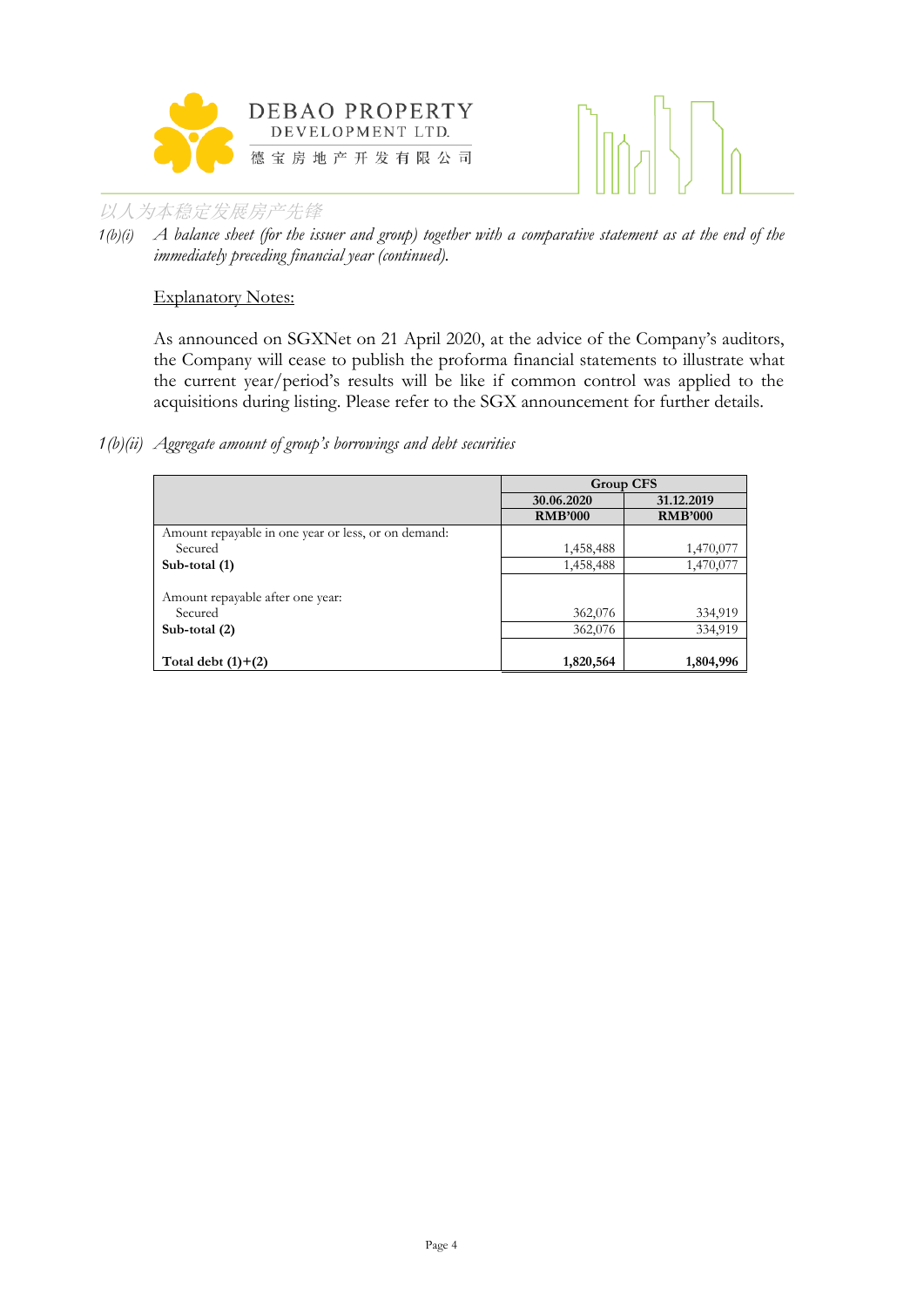1(b)(i) *A balance sheet (for the issuer and group) together with a comparative statement as at the end of the immediately preceding financial year (continued).*

Explanatory Notes:

As announced on SGXNet on 21 April 2020, at the advice of the Company's auditors, the Company will cease to publish the proforma financial statements to illustrate what the current year/period's results will be like if common control was applied to the acquisitions during listing. Please refer to the SGX announcement for further details.

1(b)(ii) *Aggregate amount of group's borrowings and debt securities*

| | **Group CFS** | |
|---|---|---|
| | **30.06.2020** | **31.12.2019** |
| | **RMB'000** | **RMB'000** |
| Amount repayable in one year or less, or on demand: | | |
| Secured | 1,458,488 | 1,470,077 |
| **Sub-total (1)** | 1,458,488 | 1,470,077 |
| Amount repayable after one year: | | |
| Secured | 362,076 | 334,919 |
| **Sub-total (2)** | 362,076 | 334,919 |
| **Total debt (1)+(2)** | **1,820,564** | **1,804,996** |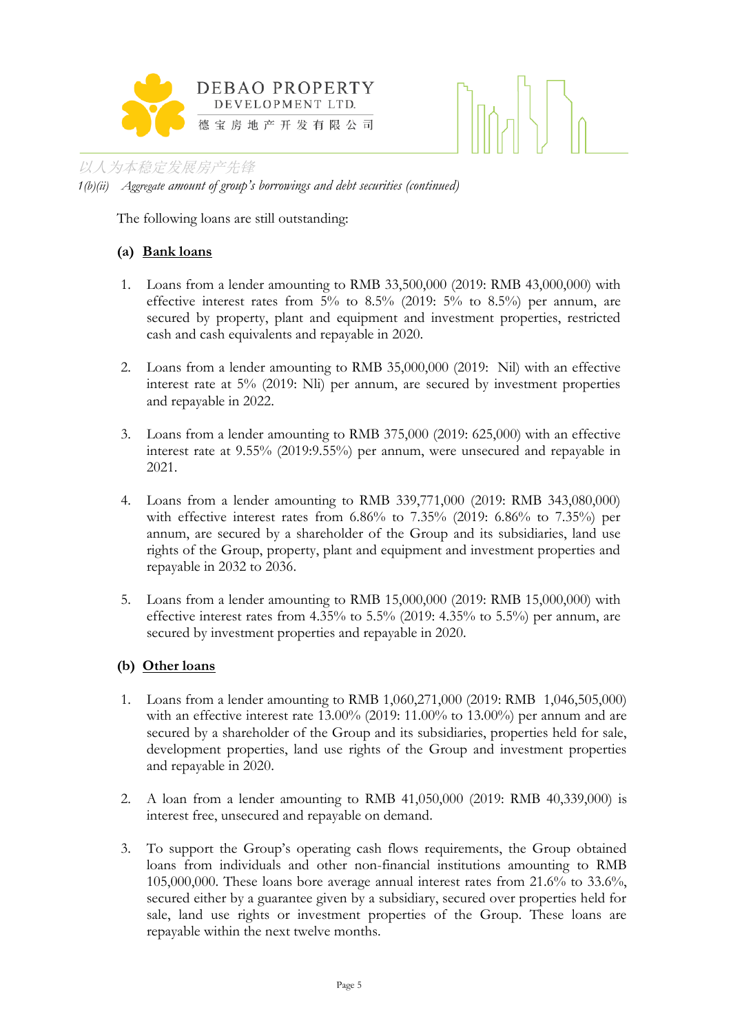1(b)(ii) *Aggregate amount of group's borrowings and debt securities (continued)*

The following loans are still outstanding:

**(a) <u>Bank loans</u>**

1. Loans from a lender amounting to RMB 33,500,000 (2019: RMB 43,000,000) with effective interest rates from 5% to 8.5% (2019: 5% to 8.5%) per annum, are secured by property, plant and equipment and investment properties, restricted cash and cash equivalents and repayable in 2020.

2. Loans from a lender amounting to RMB 35,000,000 (2019: Nil) with an effective interest rate at 5% (2019: Nli) per annum, are secured by investment properties and repayable in 2022.

3. Loans from a lender amounting to RMB 375,000 (2019: 625,000) with an effective interest rate at 9.55% (2019:9.55%) per annum, were unsecured and repayable in 2021.

4. Loans from a lender amounting to RMB 339,771,000 (2019: RMB 343,080,000) with effective interest rates from 6.86% to 7.35% (2019: 6.86% to 7.35%) per annum, are secured by a shareholder of the Group and its subsidiaries, land use rights of the Group, property, plant and equipment and investment properties and repayable in 2032 to 2036.

5. Loans from a lender amounting to RMB 15,000,000 (2019: RMB 15,000,000) with effective interest rates from 4.35% to 5.5% (2019: 4.35% to 5.5%) per annum, are secured by investment properties and repayable in 2020.

**(b) <u>Other loans</u>**

1. Loans from a lender amounting to RMB 1,060,271,000 (2019: RMB 1,046,505,000) with an effective interest rate 13.00% (2019: 11.00% to 13.00%) per annum and are secured by a shareholder of the Group and its subsidiaries, properties held for sale, development properties, land use rights of the Group and investment properties and repayable in 2020.

2. A loan from a lender amounting to RMB 41,050,000 (2019: RMB 40,339,000) is interest free, unsecured and repayable on demand.

3. To support the Group's operating cash flows requirements, the Group obtained loans from individuals and other non-financial institutions amounting to RMB 105,000,000. These loans bore average annual interest rates from 21.6% to 33.6%, secured either by a guarantee given by a subsidiary, secured over properties held for sale, land use rights or investment properties of the Group. These loans are repayable within the next twelve months.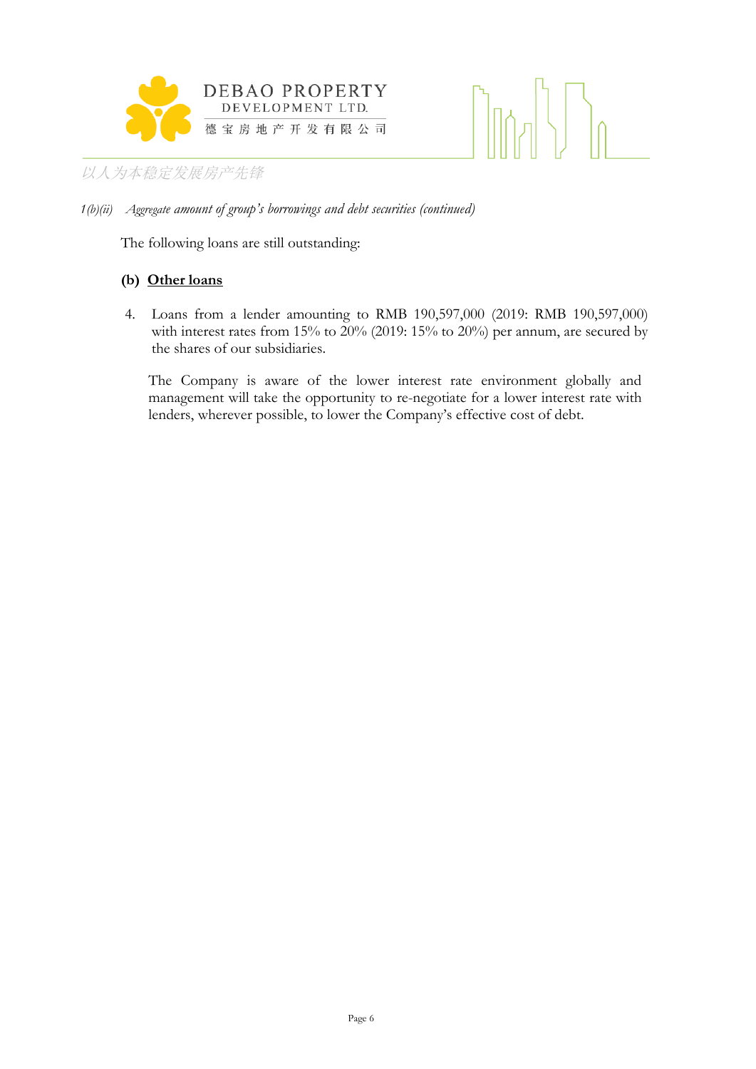*1(b)(ii) Aggregate amount of group's borrowings and debt securities (continued)*

The following loans are still outstanding:

**(b) Other loans**

4. Loans from a lender amounting to RMB 190,597,000 (2019: RMB 190,597,000) with interest rates from 15% to 20% (2019: 15% to 20%) per annum, are secured by the shares of our subsidiaries.

The Company is aware of the lower interest rate environment globally and management will take the opportunity to re-negotiate for a lower interest rate with lenders, wherever possible, to lower the Company's effective cost of debt.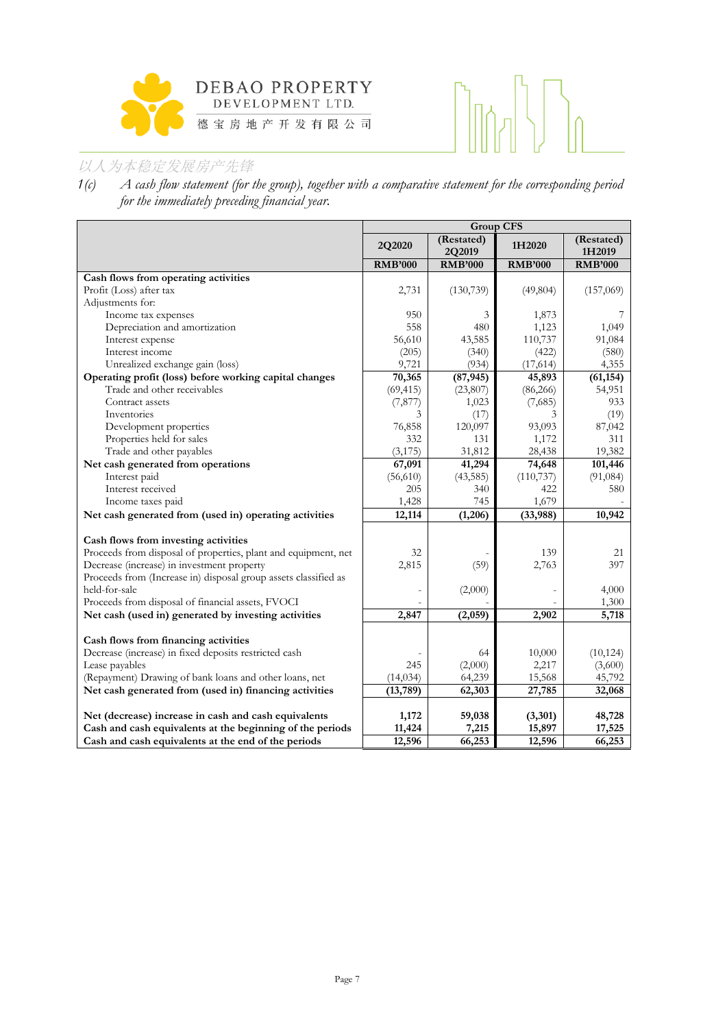1(c) *A cash flow statement (for the group), together with a comparative statement for the corresponding period for the immediately preceding financial year.*

| | Group CFS | | | |
|---|---|---|---|---|
| | 2Q2020 | (Restated) 2Q2019 | 1H2020 | (Restated) 1H2019 |
| | RMB'000 | RMB'000 | RMB'000 | RMB'000 |
| **Cash flows from operating activities** | | | | |
| Profit (Loss) after tax | 2,731 | (130,739) | (49,804) | (157,069) |
| Adjustments for: | | | | |
| Income tax expenses | 950 | 3 | 1,873 | 7 |
| Depreciation and amortization | 558 | 480 | 1,123 | 1,049 |
| Interest expense | 56,610 | 43,585 | 110,737 | 91,084 |
| Interest income | (205) | (340) | (422) | (580) |
| Unrealized exchange gain (loss) | 9,721 | (934) | (17,614) | 4,355 |
| **Operating profit (loss) before working capital changes** | **70,365** | **(87,945)** | **45,893** | **(61,154)** |
| Trade and other receivables | (69,415) | (23,807) | (86,266) | 54,951 |
| Contract assets | (7,877) | 1,023 | (7,685) | 933 |
| Inventories | 3 | (17) | 3 | (19) |
| Development properties | 76,858 | 120,097 | 93,093 | 87,042 |
| Properties held for sales | 332 | 131 | 1,172 | 311 |
| Trade and other payables | (3,175) | 31,812 | 28,438 | 19,382 |
| **Net cash generated from operations** | **67,091** | **41,294** | **74,648** | **101,446** |
| Interest paid | (56,610) | (43,585) | (110,737) | (91,084) |
| Interest received | 205 | 340 | 422 | 580 |
| Income taxes paid | 1,428 | 745 | 1,679 | - |
| **Net cash generated from (used in) operating activities** | **12,114** | **(1,206)** | **(33,988)** | **10,942** |
| | | | | |
| **Cash flows from investing activities** | | | | |
| Proceeds from disposal of properties, plant and equipment, net | 32 | - | 139 | 21 |
| Decrease (increase) in investment property | 2,815 | (59) | 2,763 | 397 |
| Proceeds from (Increase in) disposal group assets classified as held-for-sale | - | (2,000) | - | 4,000 |
| Proceeds from disposal of financial assets, FVOCI | - | - | - | 1,300 |
| **Net cash (used in) generated by investing activities** | **2,847** | **(2,059)** | **2,902** | **5,718** |
| | | | | |
| **Cash flows from financing activities** | | | | |
| Decrease (increase) in fixed deposits restricted cash | - | 64 | 10,000 | (10,124) |
| Lease payables | 245 | (2,000) | 2,217 | (3,600) |
| (Repayment) Drawing of bank loans and other loans, net | (14,034) | 64,239 | 15,568 | 45,792 |
| **Net cash generated from (used in) financing activities** | **(13,789)** | **62,303** | **27,785** | **32,068** |
| | | | | |
| **Net (decrease) increase in cash and cash equivalents** | **1,172** | **59,038** | **(3,301)** | **48,728** |
| **Cash and cash equivalents at the beginning of the periods** | **11,424** | **7,215** | **15,897** | **17,525** |
| **Cash and cash equivalents at the end of the periods** | **12,596** | **66,253** | **12,596** | **66,253** |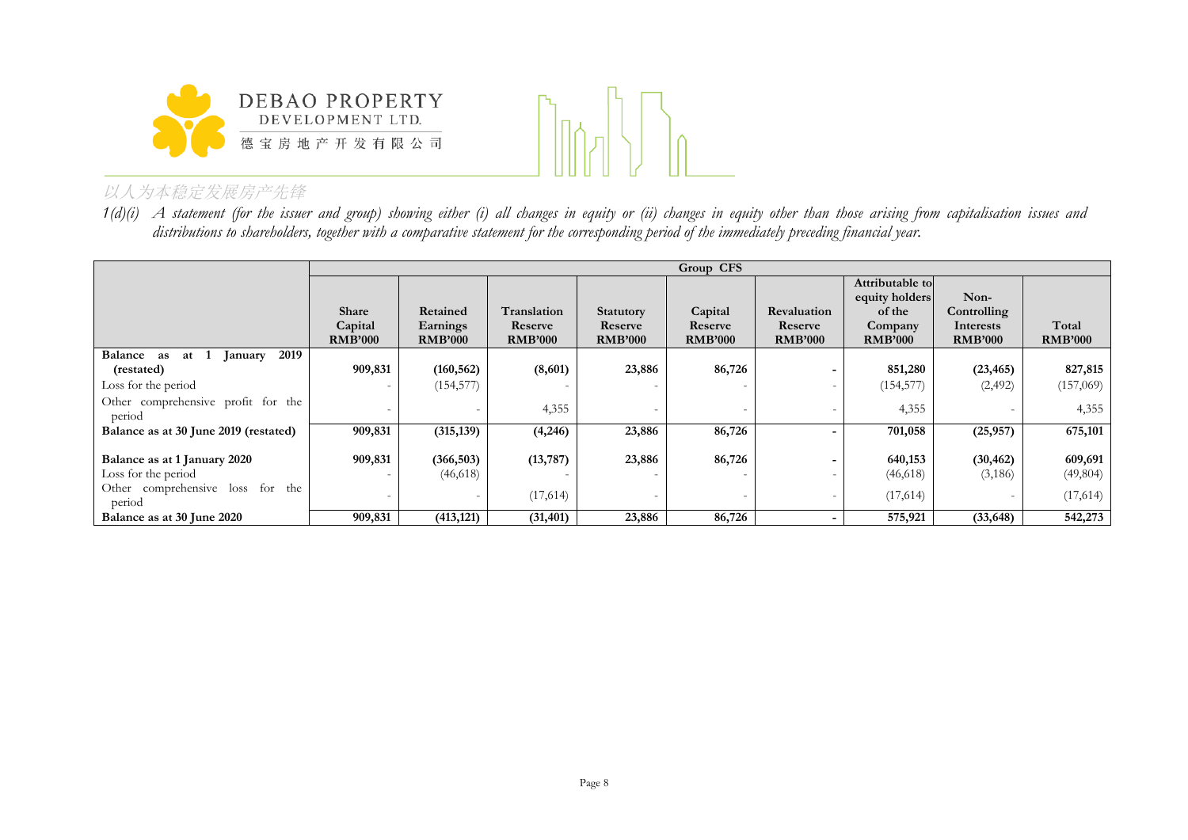1(d)(i) *A statement (for the issuer and group) showing either (i) all changes in equity or (ii) changes in equity other than those arising from capitalisation issues and distributions to shareholders, together with a comparative statement for the corresponding period of the immediately preceding financial year.*

| | Group CFS | | | | | | | | |
|---|---|---|---|---|---|---|---|---|---|
| | **Share Capital RMB'000** | **Retained Earnings RMB'000** | **Translation Reserve RMB'000** | **Statutory Reserve RMB'000** | **Capital Reserve RMB'000** | **Revaluation Reserve RMB'000** | **Attributable to equity holders of the Company RMB'000** | **Non-Controlling Interests RMB'000** | **Total RMB'000** |
| **Balance as at 1 January 2019 (restated)** | **909,831** | **(160,562)** | **(8,601)** | **23,886** | **86,726** | **-** | **851,280** | **(23,465)** | **827,815** |
| Loss for the period | - | (154,577) | - | - | - | - | (154,577) | (2,492) | (157,069) |
| Other comprehensive profit for the period | - | - | 4,355 | - | - | - | 4,355 | - | 4,355 |
| **Balance as at 30 June 2019 (restated)** | **909,831** | **(315,139)** | **(4,246)** | **23,886** | **86,726** | **-** | **701,058** | **(25,957)** | **675,101** |
| **Balance as at 1 January 2020** | **909,831** | **(366,503)** | **(13,787)** | **23,886** | **86,726** | **-** | **640,153** | **(30,462)** | **609,691** |
| Loss for the period | - | (46,618) | - | - | - | - | (46,618) | (3,186) | (49,804) |
| Other comprehensive loss for the period | - | - | (17,614) | - | - | - | (17,614) | - | (17,614) |
| **Balance as at 30 June 2020** | **909,831** | **(413,121)** | **(31,401)** | **23,886** | **86,726** | **-** | **575,921** | **(33,648)** | **542,273** |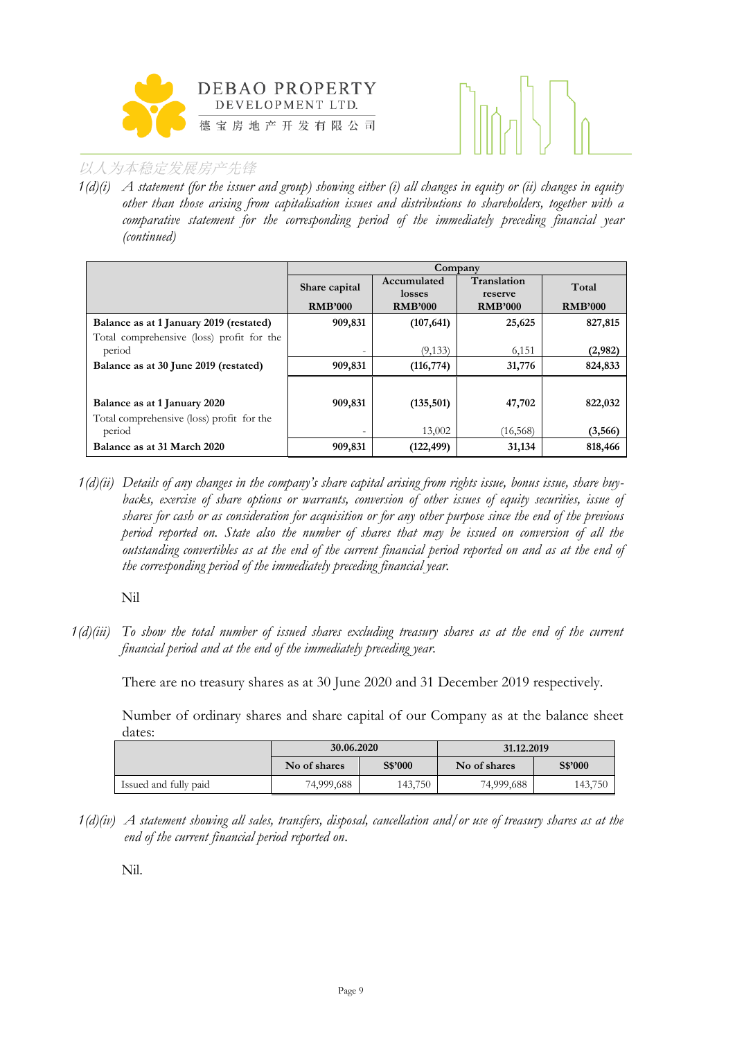*1(d)(i) A statement (for the issuer and group) showing either (i) all changes in equity or (ii) changes in equity other than those arising from capitalisation issues and distributions to shareholders, together with a comparative statement for the corresponding period of the immediately preceding financial year (continued)*

| | Company | | | |
|---|---|---|---|---|
| | Share capital | Accumulated losses | Translation reserve | Total |
| | RMB'000 | RMB'000 | RMB'000 | RMB'000 |
| **Balance as at 1 January 2019 (restated)** | **909,831** | **(107,641)** | **25,625** | **827,815** |
| Total comprehensive (loss) profit for the period | - | (9,133) | 6,151 | **(2,982)** |
| **Balance as at 30 June 2019 (restated)** | **909,831** | **(116,774)** | **31,776** | **824,833** |
| | | | | |
| **Balance as at 1 January 2020** | **909,831** | **(135,501)** | **47,702** | **822,032** |
| Total comprehensive (loss) profit for the period | - | 13,002 | (16,568) | **(3,566)** |
| **Balance as at 31 March 2020** | **909,831** | **(122,499)** | **31,134** | **818,466** |

*1(d)(ii) Details of any changes in the company's share capital arising from rights issue, bonus issue, share buy-backs, exercise of share options or warrants, conversion of other issues of equity securities, issue of shares for cash or as consideration for acquisition or for any other purpose since the end of the previous period reported on. State also the number of shares that may be issued on conversion of all the outstanding convertibles as at the end of the current financial period reported on and as at the end of the corresponding period of the immediately preceding financial year.*

Nil

*1(d)(iii) To show the total number of issued shares excluding treasury shares as at the end of the current financial period and at the end of the immediately preceding year.*

There are no treasury shares as at 30 June 2020 and 31 December 2019 respectively.

Number of ordinary shares and share capital of our Company as at the balance sheet dates:

| | 30.06.2020 | | 31.12.2019 | |
|---|---|---|---|---|
| | No of shares | S$'000 | No of shares | S$'000 |
| Issued and fully paid | 74,999,688 | 143,750 | 74,999,688 | 143,750 |

*1(d)(iv) A statement showing all sales, transfers, disposal, cancellation and/or use of treasury shares as at the end of the current financial period reported on.*

Nil.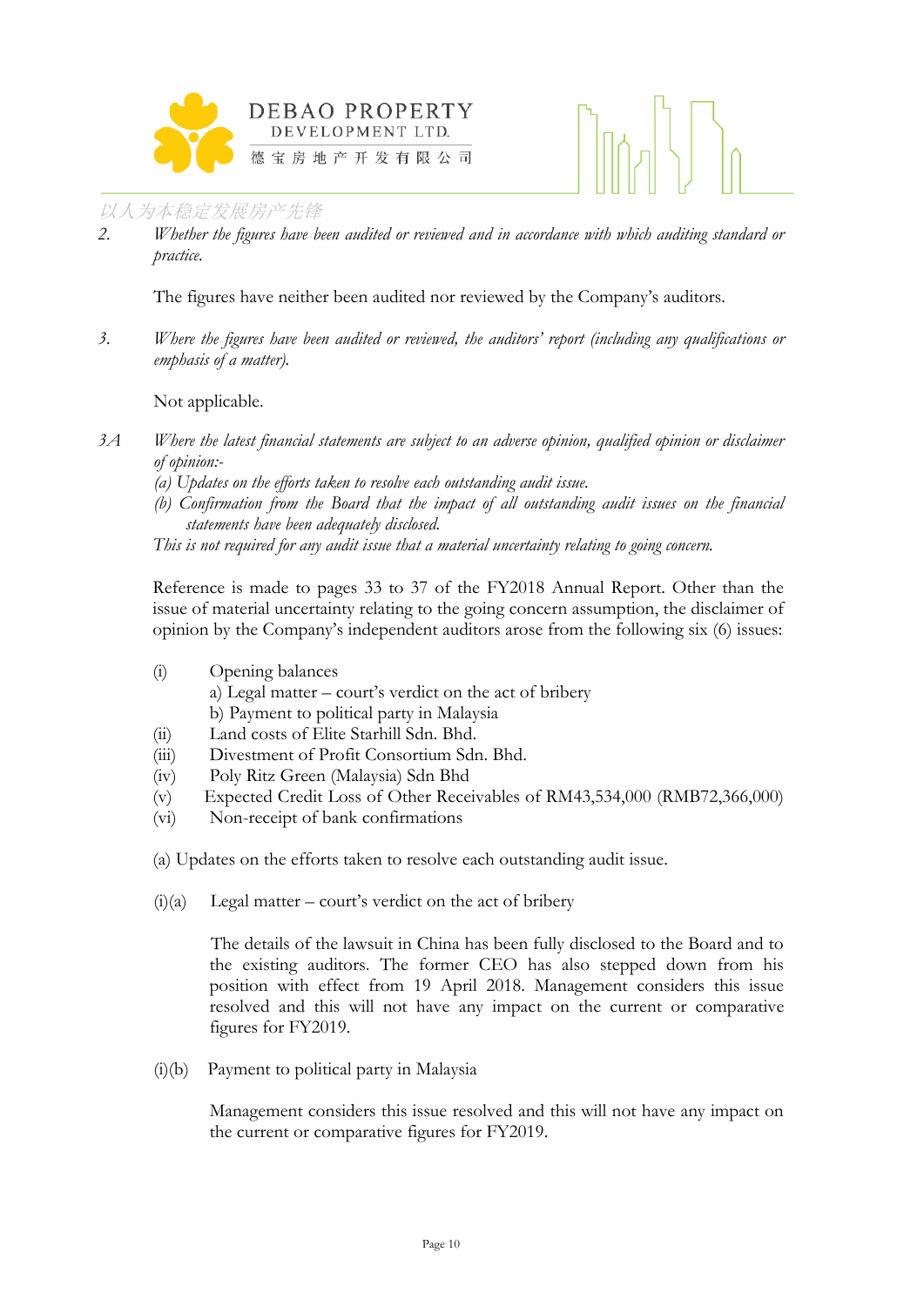2. *Whether the figures have been audited or reviewed and in accordance with which auditing standard or practice.*

The figures have neither been audited nor reviewed by the Company's auditors.

3. *Where the figures have been audited or reviewed, the auditors' report (including any qualifications or emphasis of a matter).*

Not applicable.

3A *Where the latest financial statements are subject to an adverse opinion, qualified opinion or disclaimer of opinion:-*
*(a) Updates on the efforts taken to resolve each outstanding audit issue.*
*(b) Confirmation from the Board that the impact of all outstanding audit issues on the financial statements have been adequately disclosed.*
*This is not required for any audit issue that a material uncertainty relating to going concern.*

Reference is made to pages 33 to 37 of the FY2018 Annual Report. Other than the issue of material uncertainty relating to the going concern assumption, the disclaimer of opinion by the Company's independent auditors arose from the following six (6) issues:

(i) Opening balances
 a) Legal matter – court's verdict on the act of bribery
 b) Payment to political party in Malaysia
(ii) Land costs of Elite Starhill Sdn. Bhd.
(iii) Divestment of Profit Consortium Sdn. Bhd.
(iv) Poly Ritz Green (Malaysia) Sdn Bhd
(v) Expected Credit Loss of Other Receivables of RM43,534,000 (RMB72,366,000)
(vi) Non-receipt of bank confirmations

(a) Updates on the efforts taken to resolve each outstanding audit issue.

(i)(a) Legal matter – court's verdict on the act of bribery

The details of the lawsuit in China has been fully disclosed to the Board and to the existing auditors. The former CEO has also stepped down from his position with effect from 19 April 2018. Management considers this issue resolved and this will not have any impact on the current or comparative figures for FY2019.

(i)(b) Payment to political party in Malaysia

Management considers this issue resolved and this will not have any impact on the current or comparative figures for FY2019.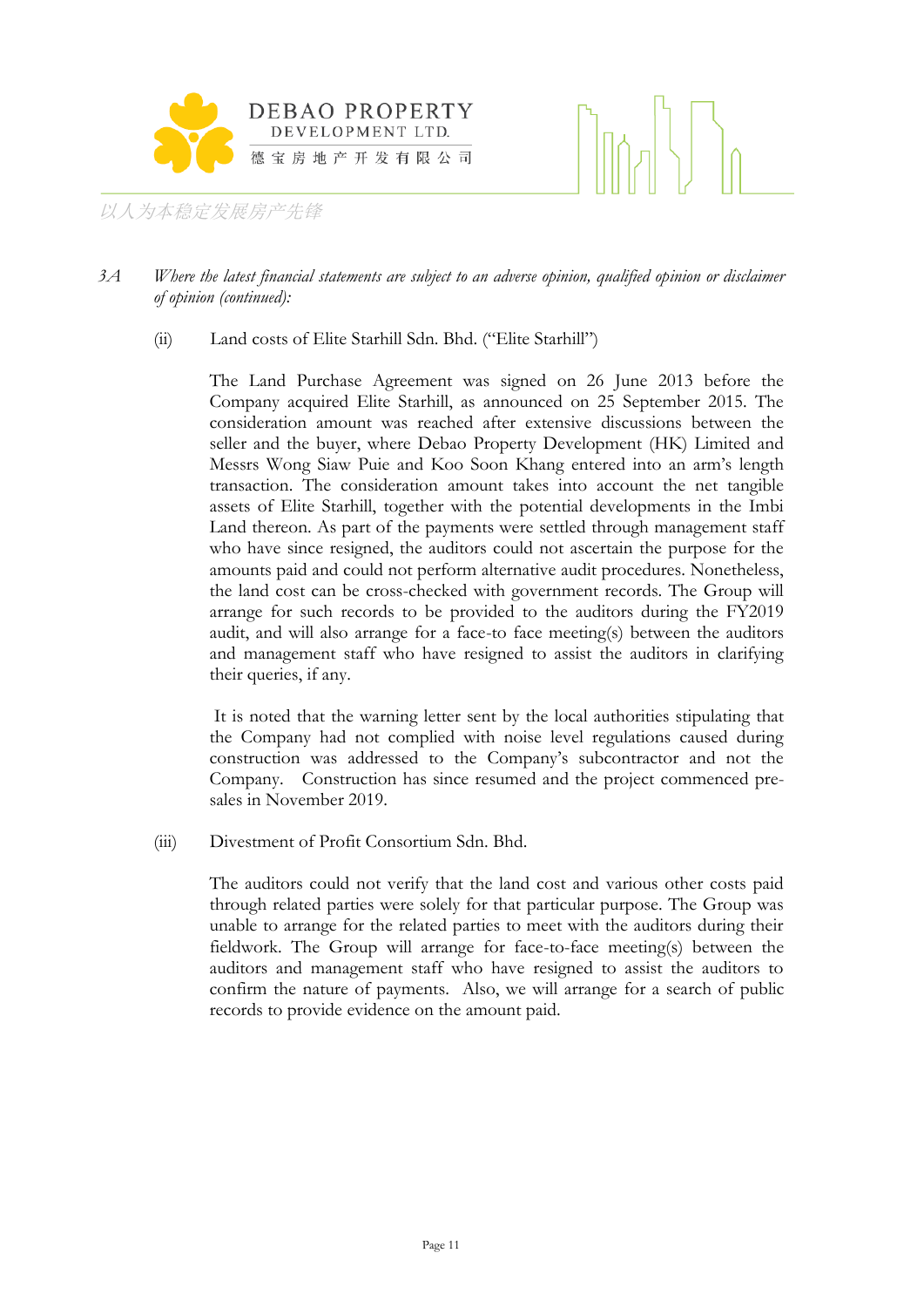*3A Where the latest financial statements are subject to an adverse opinion, qualified opinion or disclaimer of opinion (continued):*

(ii) Land costs of Elite Starhill Sdn. Bhd. ("Elite Starhill")

The Land Purchase Agreement was signed on 26 June 2013 before the Company acquired Elite Starhill, as announced on 25 September 2015. The consideration amount was reached after extensive discussions between the seller and the buyer, where Debao Property Development (HK) Limited and Messrs Wong Siaw Puie and Koo Soon Khang entered into an arm's length transaction. The consideration amount takes into account the net tangible assets of Elite Starhill, together with the potential developments in the Imbi Land thereon. As part of the payments were settled through management staff who have since resigned, the auditors could not ascertain the purpose for the amounts paid and could not perform alternative audit procedures. Nonetheless, the land cost can be cross-checked with government records. The Group will arrange for such records to be provided to the auditors during the FY2019 audit, and will also arrange for a face-to face meeting(s) between the auditors and management staff who have resigned to assist the auditors in clarifying their queries, if any.

It is noted that the warning letter sent by the local authorities stipulating that the Company had not complied with noise level regulations caused during construction was addressed to the Company's subcontractor and not the Company. Construction has since resumed and the project commenced pre-sales in November 2019.

(iii) Divestment of Profit Consortium Sdn. Bhd.

The auditors could not verify that the land cost and various other costs paid through related parties were solely for that particular purpose. The Group was unable to arrange for the related parties to meet with the auditors during their fieldwork. The Group will arrange for face-to-face meeting(s) between the auditors and management staff who have resigned to assist the auditors to confirm the nature of payments. Also, we will arrange for a search of public records to provide evidence on the amount paid.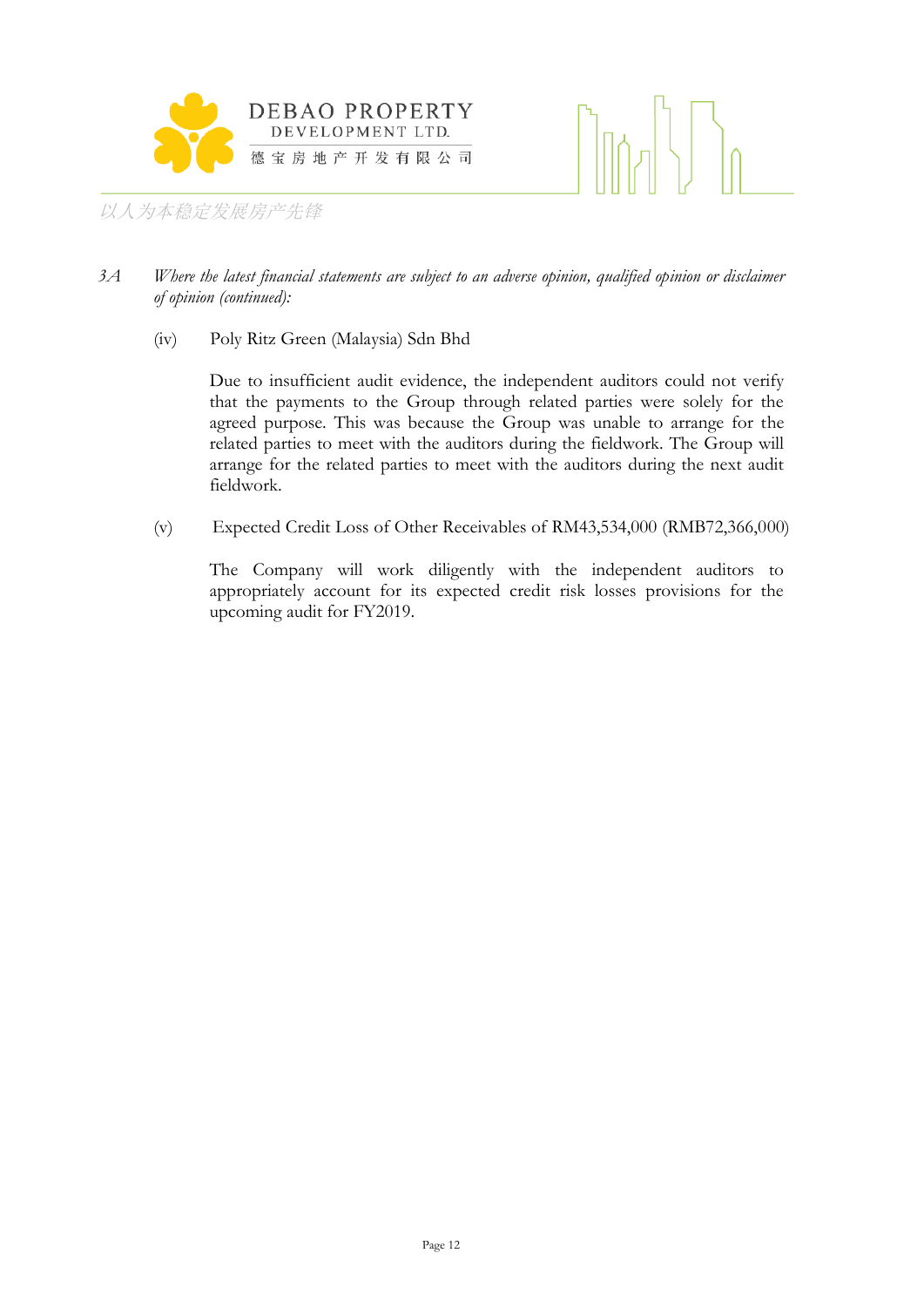*3A Where the latest financial statements are subject to an adverse opinion, qualified opinion or disclaimer of opinion (continued):*

(iv) Poly Ritz Green (Malaysia) Sdn Bhd

Due to insufficient audit evidence, the independent auditors could not verify that the payments to the Group through related parties were solely for the agreed purpose. This was because the Group was unable to arrange for the related parties to meet with the auditors during the fieldwork. The Group will arrange for the related parties to meet with the auditors during the next audit fieldwork.

(v) Expected Credit Loss of Other Receivables of RM43,534,000 (RMB72,366,000)

The Company will work diligently with the independent auditors to appropriately account for its expected credit risk losses provisions for the upcoming audit for FY2019.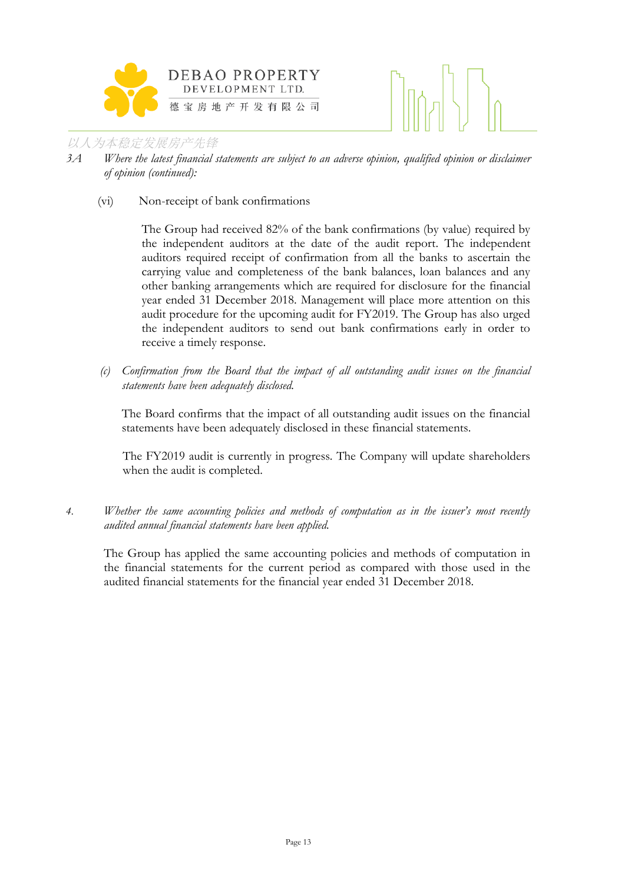3A *Where the latest financial statements are subject to an adverse opinion, qualified opinion or disclaimer of opinion (continued):*

(vi) Non-receipt of bank confirmations

The Group had received 82% of the bank confirmations (by value) required by the independent auditors at the date of the audit report. The independent auditors required receipt of confirmation from all the banks to ascertain the carrying value and completeness of the bank balances, loan balances and any other banking arrangements which are required for disclosure for the financial year ended 31 December 2018. Management will place more attention on this audit procedure for the upcoming audit for FY2019. The Group has also urged the independent auditors to send out bank confirmations early in order to receive a timely response.

(c) *Confirmation from the Board that the impact of all outstanding audit issues on the financial statements have been adequately disclosed.*

The Board confirms that the impact of all outstanding audit issues on the financial statements have been adequately disclosed in these financial statements.

The FY2019 audit is currently in progress. The Company will update shareholders when the audit is completed.

4. *Whether the same accounting policies and methods of computation as in the issuer's most recently audited annual financial statements have been applied.*

The Group has applied the same accounting policies and methods of computation in the financial statements for the current period as compared with those used in the audited financial statements for the financial year ended 31 December 2018.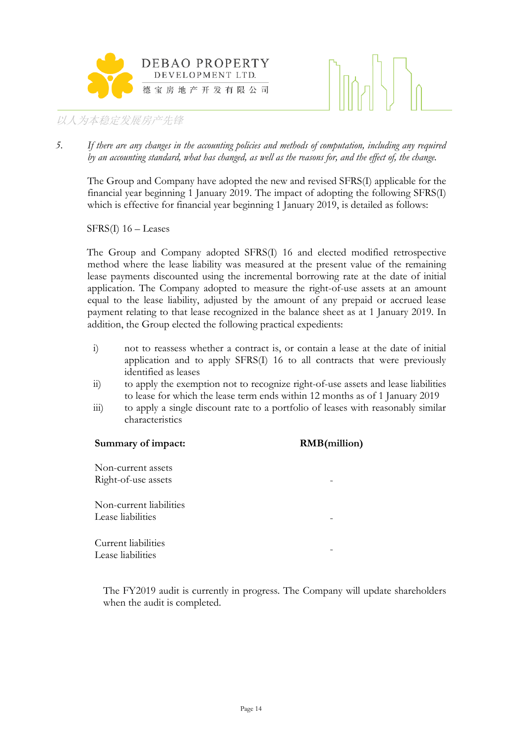5. *If there are any changes in the accounting policies and methods of computation, including any required by an accounting standard, what has changed, as well as the reasons for, and the effect of, the change.*

The Group and Company have adopted the new and revised SFRS(I) applicable for the financial year beginning 1 January 2019. The impact of adopting the following SFRS(I) which is effective for financial year beginning 1 January 2019, is detailed as follows:

SFRS(I) 16 – Leases

The Group and Company adopted SFRS(I) 16 and elected modified retrospective method where the lease liability was measured at the present value of the remaining lease payments discounted using the incremental borrowing rate at the date of initial application. The Company adopted to measure the right-of-use assets at an amount equal to the lease liability, adjusted by the amount of any prepaid or accrued lease payment relating to that lease recognized in the balance sheet as at 1 January 2019. In addition, the Group elected the following practical expedients:

i) not to reassess whether a contract is, or contain a lease at the date of initial application and to apply SFRS(I) 16 to all contracts that were previously identified as leases
ii) to apply the exemption not to recognize right-of-use assets and lease liabilities to lease for which the lease term ends within 12 months as of 1 January 2019
iii) to apply a single discount rate to a portfolio of leases with reasonably similar characteristics

| **Summary of impact:** | **RMB(million)** |
|---|---|
| Non-current assets | |
| Right-of-use assets | - |
| Non-current liabilities | |
| Lease liabilities | - |
| Current liabilities | |
| Lease liabilities | - |

The FY2019 audit is currently in progress. The Company will update shareholders when the audit is completed.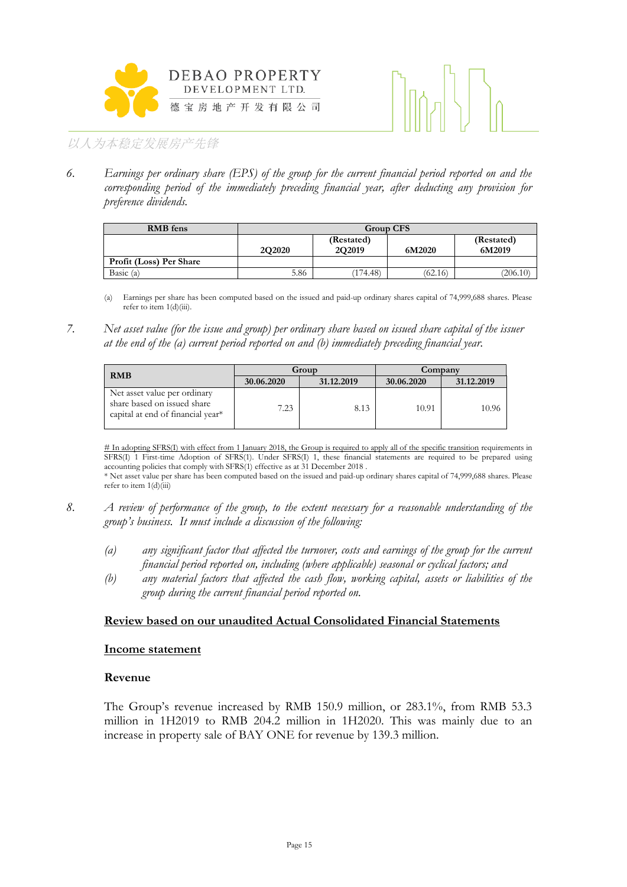6. *Earnings per ordinary share (EPS) of the group for the current financial period reported on and the corresponding period of the immediately preceding financial year, after deducting any provision for preference dividends.*

| RMB fens | Group CFS | | | |
|---|---|---|---|---|
| | 2Q2020 | (Restated) 2Q2019 | 6M2020 | (Restated) 6M2019 |
| **Profit (Loss) Per Share** | | | | |
| Basic (a) | 5.86 | (174.48) | (62.16) | (206.10) |

(a) Earnings per share has been computed based on the issued and paid-up ordinary shares capital of 74,999,688 shares. Please refer to item 1(d)(iii).

7. *Net asset value (for the issue and group) per ordinary share based on issued share capital of the issuer at the end of the (a) current period reported on and (b) immediately preceding financial year.*

| RMB | Group | | Company | |
|---|---|---|---|---|
| | 30.06.2020 | 31.12.2019 | 30.06.2020 | 31.12.2019 |
| Net asset value per ordinary share based on issued share capital at end of financial year* | 7.23 | 8.13 | 10.91 | 10.96 |

# In adopting SFRS(I) with effect from 1 January 2018, the Group is required to apply all of the specific transition requirements in SFRS(I) 1 First-time Adoption of SFRS(1). Under SFRS(I) 1, these financial statements are required to be prepared using accounting policies that comply with SFRS(1) effective as at 31 December 2018 .

* Net asset value per share has been computed based on the issued and paid-up ordinary shares capital of 74,999,688 shares. Please refer to item 1(d)(iii)

8. *A review of performance of the group, to the extent necessary for a reasonable understanding of the group's business. It must include a discussion of the following:*

   *(a) any significant factor that affected the turnover, costs and earnings of the group for the current financial period reported on, including (where applicable) seasonal or cyclical factors; and*

   *(b) any material factors that affected the cash flow, working capital, assets or liabilities of the group during the current financial period reported on.*

**Review based on our unaudited Actual Consolidated Financial Statements**

**Income statement**

**Revenue**

The Group's revenue increased by RMB 150.9 million, or 283.1%, from RMB 53.3 million in 1H2019 to RMB 204.2 million in 1H2020. This was mainly due to an increase in property sale of BAY ONE for revenue by 139.3 million.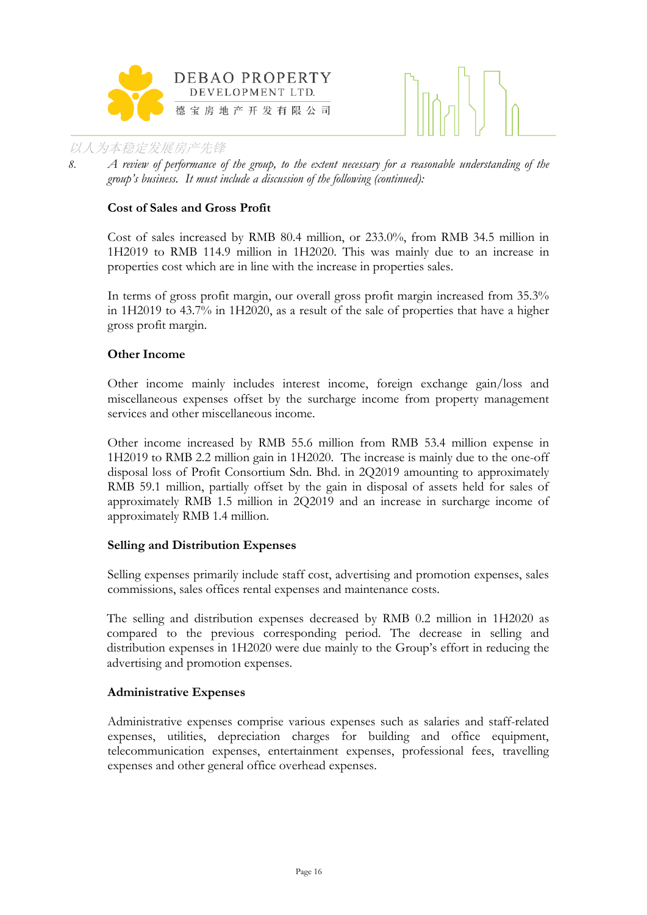8. *A review of performance of the group, to the extent necessary for a reasonable understanding of the group's business. It must include a discussion of the following (continued):*

**Cost of Sales and Gross Profit**

Cost of sales increased by RMB 80.4 million, or 233.0%, from RMB 34.5 million in 1H2019 to RMB 114.9 million in 1H2020. This was mainly due to an increase in properties cost which are in line with the increase in properties sales.

In terms of gross profit margin, our overall gross profit margin increased from 35.3% in 1H2019 to 43.7% in 1H2020, as a result of the sale of properties that have a higher gross profit margin.

**Other Income**

Other income mainly includes interest income, foreign exchange gain/loss and miscellaneous expenses offset by the surcharge income from property management services and other miscellaneous income.

Other income increased by RMB 55.6 million from RMB 53.4 million expense in 1H2019 to RMB 2.2 million gain in 1H2020. The increase is mainly due to the one-off disposal loss of Profit Consortium Sdn. Bhd. in 2Q2019 amounting to approximately RMB 59.1 million, partially offset by the gain in disposal of assets held for sales of approximately RMB 1.5 million in 2Q2019 and an increase in surcharge income of approximately RMB 1.4 million.

**Selling and Distribution Expenses**

Selling expenses primarily include staff cost, advertising and promotion expenses, sales commissions, sales offices rental expenses and maintenance costs.

The selling and distribution expenses decreased by RMB 0.2 million in 1H2020 as compared to the previous corresponding period. The decrease in selling and distribution expenses in 1H2020 were due mainly to the Group's effort in reducing the advertising and promotion expenses.

**Administrative Expenses**

Administrative expenses comprise various expenses such as salaries and staff-related expenses, utilities, depreciation charges for building and office equipment, telecommunication expenses, entertainment expenses, professional fees, travelling expenses and other general office overhead expenses.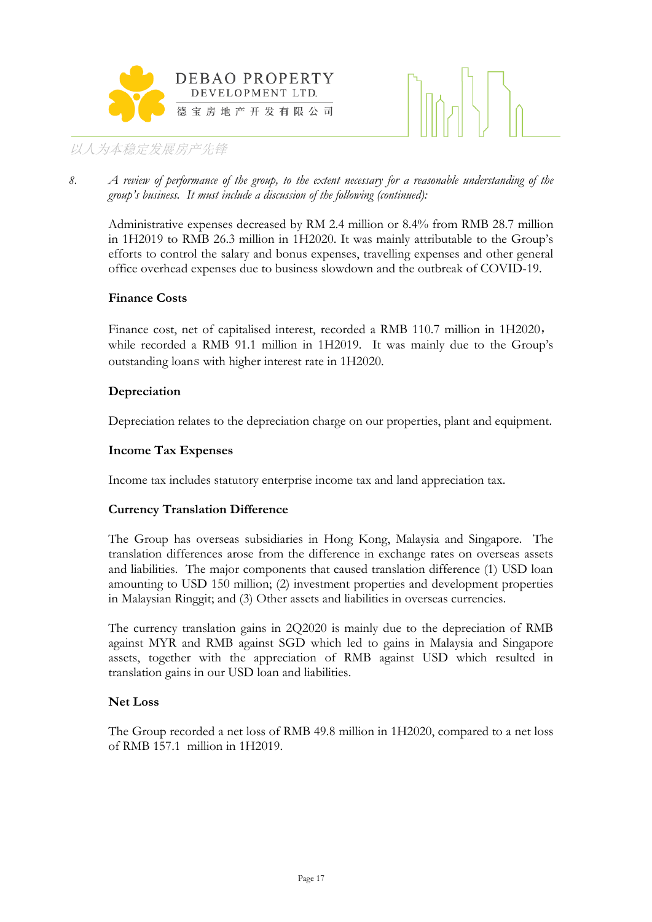8. *A review of performance of the group, to the extent necessary for a reasonable understanding of the group's business. It must include a discussion of the following (continued):*

Administrative expenses decreased by RM 2.4 million or 8.4% from RMB 28.7 million in 1H2019 to RMB 26.3 million in 1H2020. It was mainly attributable to the Group's efforts to control the salary and bonus expenses, travelling expenses and other general office overhead expenses due to business slowdown and the outbreak of COVID-19.

**Finance Costs**

Finance cost, net of capitalised interest, recorded a RMB 110.7 million in 1H2020， while recorded a RMB 91.1 million in 1H2019. It was mainly due to the Group's outstanding loans with higher interest rate in 1H2020.

**Depreciation**

Depreciation relates to the depreciation charge on our properties, plant and equipment.

**Income Tax Expenses**

Income tax includes statutory enterprise income tax and land appreciation tax.

**Currency Translation Difference**

The Group has overseas subsidiaries in Hong Kong, Malaysia and Singapore. The translation differences arose from the difference in exchange rates on overseas assets and liabilities. The major components that caused translation difference (1) USD loan amounting to USD 150 million; (2) investment properties and development properties in Malaysian Ringgit; and (3) Other assets and liabilities in overseas currencies.

The currency translation gains in 2Q2020 is mainly due to the depreciation of RMB against MYR and RMB against SGD which led to gains in Malaysia and Singapore assets, together with the appreciation of RMB against USD which resulted in translation gains in our USD loan and liabilities.

**Net Loss**

The Group recorded a net loss of RMB 49.8 million in 1H2020, compared to a net loss of RMB 157.1 million in 1H2019.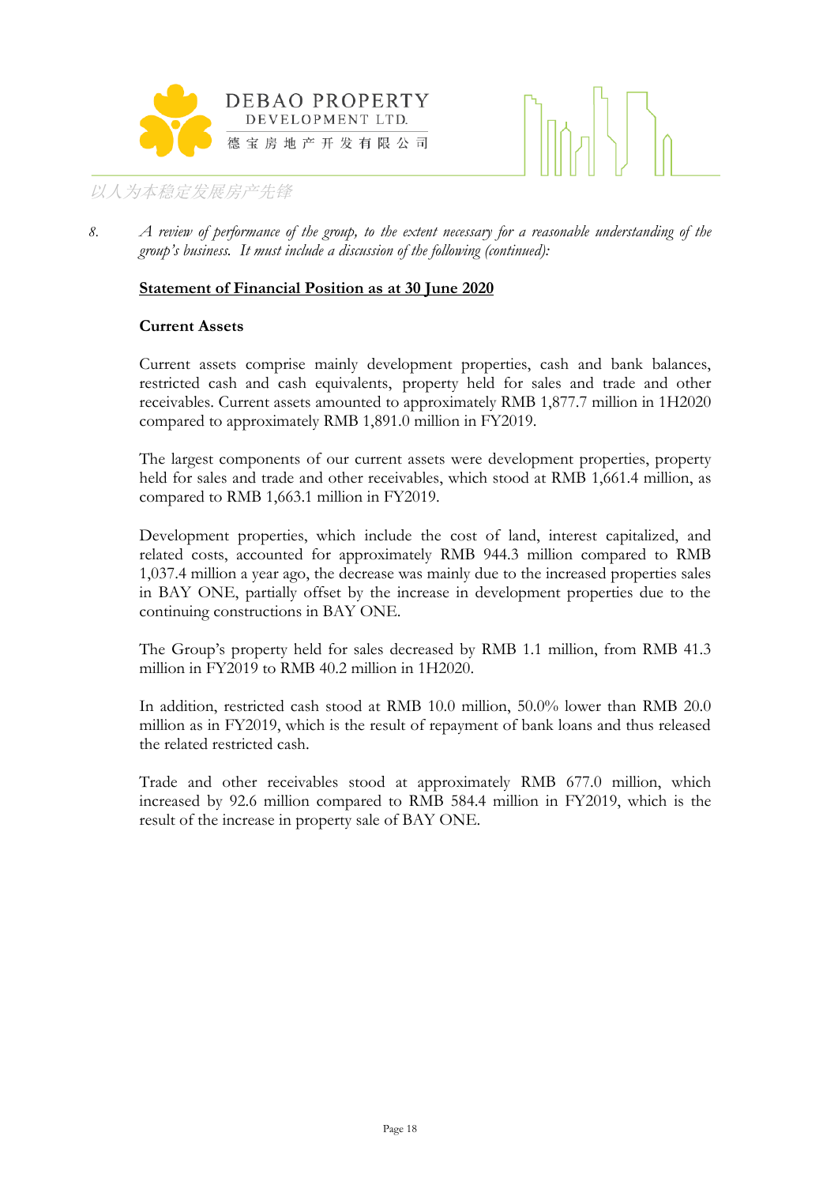8. *A review of performance of the group, to the extent necessary for a reasonable understanding of the group's business. It must include a discussion of the following (continued):*

**Statement of Financial Position as at 30 June 2020**

**Current Assets**

Current assets comprise mainly development properties, cash and bank balances, restricted cash and cash equivalents, property held for sales and trade and other receivables. Current assets amounted to approximately RMB 1,877.7 million in 1H2020 compared to approximately RMB 1,891.0 million in FY2019.

The largest components of our current assets were development properties, property held for sales and trade and other receivables, which stood at RMB 1,661.4 million, as compared to RMB 1,663.1 million in FY2019.

Development properties, which include the cost of land, interest capitalized, and related costs, accounted for approximately RMB 944.3 million compared to RMB 1,037.4 million a year ago, the decrease was mainly due to the increased properties sales in BAY ONE, partially offset by the increase in development properties due to the continuing constructions in BAY ONE.

The Group's property held for sales decreased by RMB 1.1 million, from RMB 41.3 million in FY2019 to RMB 40.2 million in 1H2020.

In addition, restricted cash stood at RMB 10.0 million, 50.0% lower than RMB 20.0 million as in FY2019, which is the result of repayment of bank loans and thus released the related restricted cash.

Trade and other receivables stood at approximately RMB 677.0 million, which increased by 92.6 million compared to RMB 584.4 million in FY2019, which is the result of the increase in property sale of BAY ONE.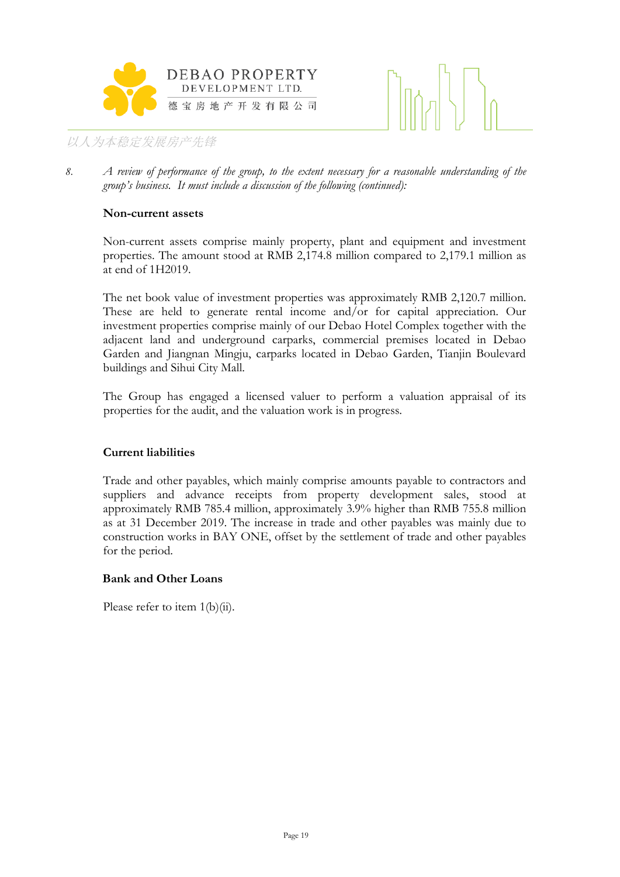8. *A review of performance of the group, to the extent necessary for a reasonable understanding of the group's business. It must include a discussion of the following (continued):*

**Non-current assets**

Non-current assets comprise mainly property, plant and equipment and investment properties. The amount stood at RMB 2,174.8 million compared to 2,179.1 million as at end of 1H2019.

The net book value of investment properties was approximately RMB 2,120.7 million. These are held to generate rental income and/or for capital appreciation. Our investment properties comprise mainly of our Debao Hotel Complex together with the adjacent land and underground carparks, commercial premises located in Debao Garden and Jiangnan Mingju, carparks located in Debao Garden, Tianjin Boulevard buildings and Sihui City Mall.

The Group has engaged a licensed valuer to perform a valuation appraisal of its properties for the audit, and the valuation work is in progress.

**Current liabilities**

Trade and other payables, which mainly comprise amounts payable to contractors and suppliers and advance receipts from property development sales, stood at approximately RMB 785.4 million, approximately 3.9% higher than RMB 755.8 million as at 31 December 2019. The increase in trade and other payables was mainly due to construction works in BAY ONE, offset by the settlement of trade and other payables for the period.

**Bank and Other Loans**

Please refer to item 1(b)(ii).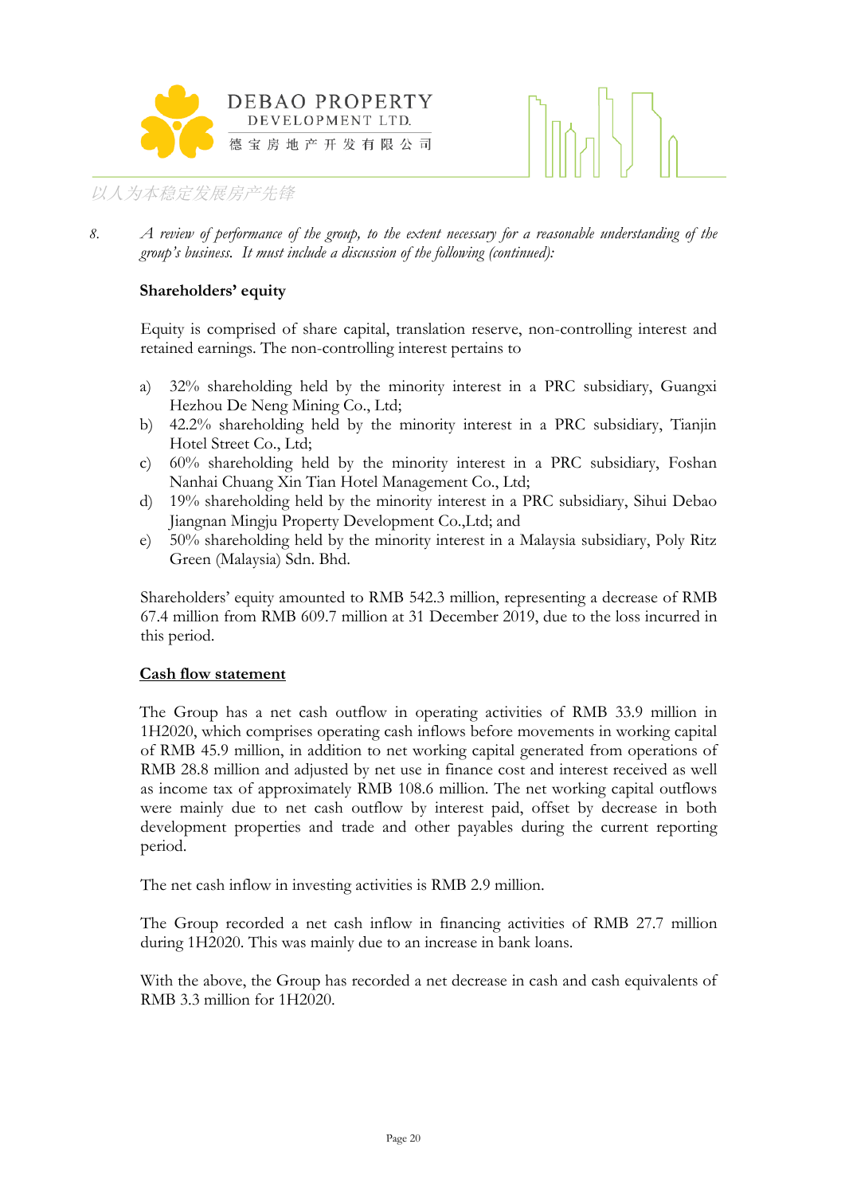8. *A review of performance of the group, to the extent necessary for a reasonable understanding of the group's business. It must include a discussion of the following (continued):*

**Shareholders' equity**

Equity is comprised of share capital, translation reserve, non-controlling interest and retained earnings. The non-controlling interest pertains to

a) 32% shareholding held by the minority interest in a PRC subsidiary, Guangxi Hezhou De Neng Mining Co., Ltd;
b) 42.2% shareholding held by the minority interest in a PRC subsidiary, Tianjin Hotel Street Co., Ltd;
c) 60% shareholding held by the minority interest in a PRC subsidiary, Foshan Nanhai Chuang Xin Tian Hotel Management Co., Ltd;
d) 19% shareholding held by the minority interest in a PRC subsidiary, Sihui Debao Jiangnan Mingju Property Development Co.,Ltd; and
e) 50% shareholding held by the minority interest in a Malaysia subsidiary, Poly Ritz Green (Malaysia) Sdn. Bhd.

Shareholders' equity amounted to RMB 542.3 million, representing a decrease of RMB 67.4 million from RMB 609.7 million at 31 December 2019, due to the loss incurred in this period.

**Cash flow statement**

The Group has a net cash outflow in operating activities of RMB 33.9 million in 1H2020, which comprises operating cash inflows before movements in working capital of RMB 45.9 million, in addition to net working capital generated from operations of RMB 28.8 million and adjusted by net use in finance cost and interest received as well as income tax of approximately RMB 108.6 million. The net working capital outflows were mainly due to net cash outflow by interest paid, offset by decrease in both development properties and trade and other payables during the current reporting period.

The net cash inflow in investing activities is RMB 2.9 million.

The Group recorded a net cash inflow in financing activities of RMB 27.7 million during 1H2020. This was mainly due to an increase in bank loans.

With the above, the Group has recorded a net decrease in cash and cash equivalents of RMB 3.3 million for 1H2020.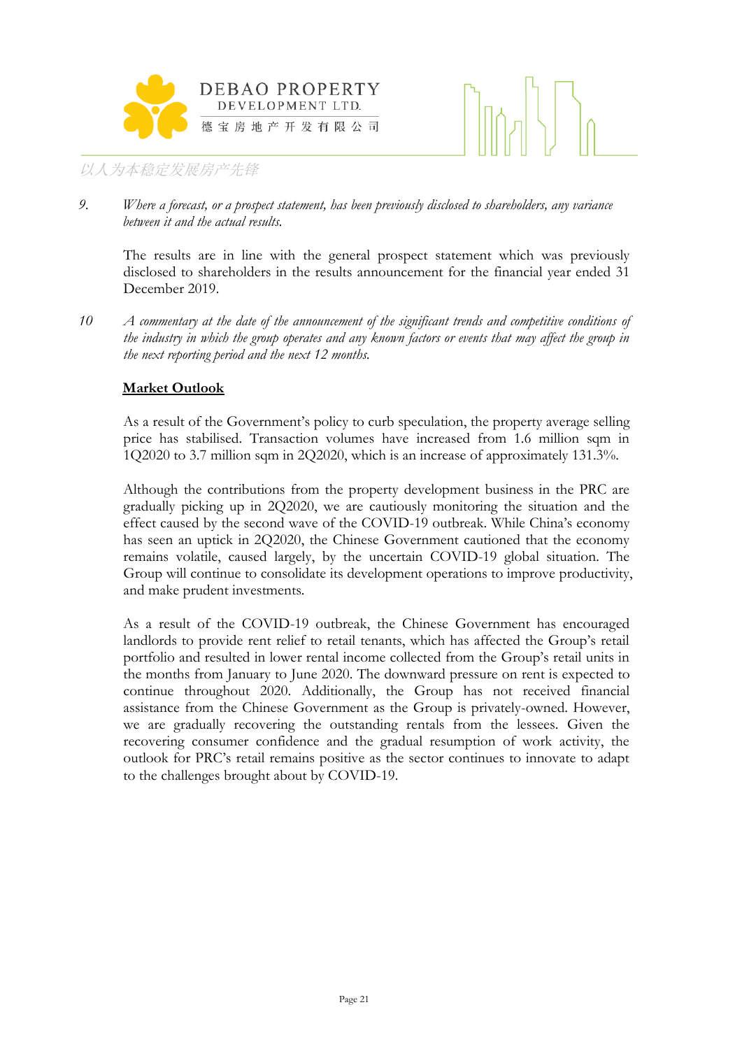9. *Where a forecast, or a prospect statement, has been previously disclosed to shareholders, any variance between it and the actual results.*

   The results are in line with the general prospect statement which was previously disclosed to shareholders in the results announcement for the financial year ended 31 December 2019.

10 *A commentary at the date of the announcement of the significant trends and competitive conditions of the industry in which the group operates and any known factors or events that may affect the group in the next reporting period and the next 12 months.*

   **Market Outlook**

   As a result of the Government's policy to curb speculation, the property average selling price has stabilised. Transaction volumes have increased from 1.6 million sqm in 1Q2020 to 3.7 million sqm in 2Q2020, which is an increase of approximately 131.3%.

   Although the contributions from the property development business in the PRC are gradually picking up in 2Q2020, we are cautiously monitoring the situation and the effect caused by the second wave of the COVID-19 outbreak. While China's economy has seen an uptick in 2Q2020, the Chinese Government cautioned that the economy remains volatile, caused largely, by the uncertain COVID-19 global situation. The Group will continue to consolidate its development operations to improve productivity, and make prudent investments.

   As a result of the COVID-19 outbreak, the Chinese Government has encouraged landlords to provide rent relief to retail tenants, which has affected the Group's retail portfolio and resulted in lower rental income collected from the Group's retail units in the months from January to June 2020. The downward pressure on rent is expected to continue throughout 2020. Additionally, the Group has not received financial assistance from the Chinese Government as the Group is privately-owned. However, we are gradually recovering the outstanding rentals from the lessees. Given the recovering consumer confidence and the gradual resumption of work activity, the outlook for PRC's retail remains positive as the sector continues to innovate to adapt to the challenges brought about by COVID-19.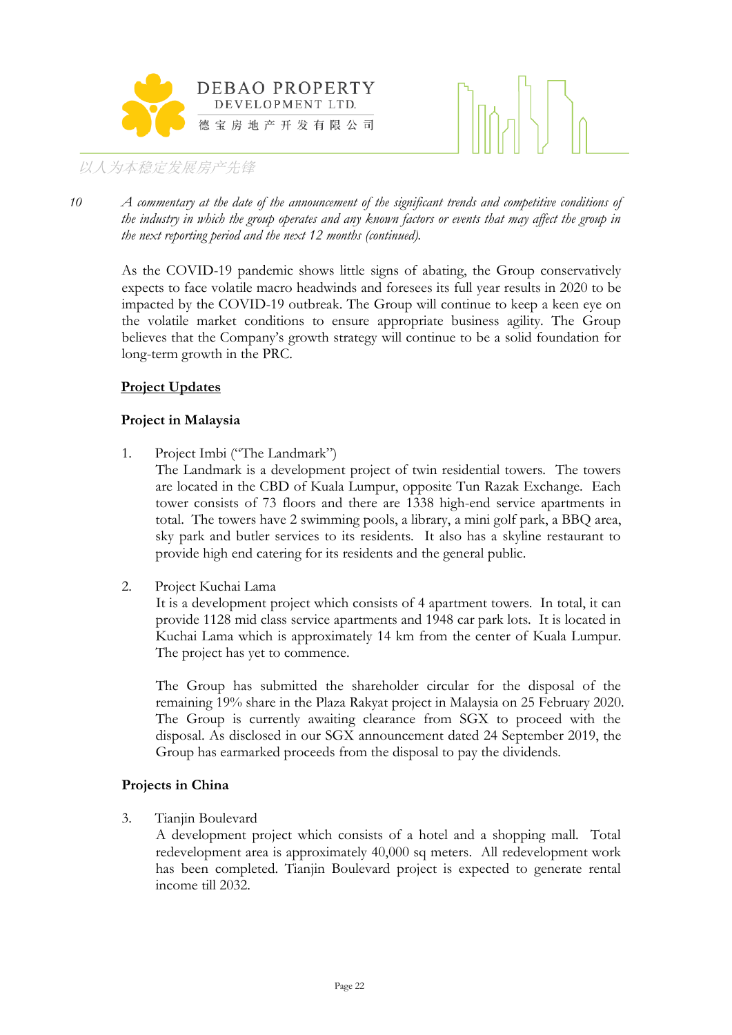10 *A commentary at the date of the announcement of the significant trends and competitive conditions of the industry in which the group operates and any known factors or events that may affect the group in the next reporting period and the next 12 months (continued).*

As the COVID-19 pandemic shows little signs of abating, the Group conservatively expects to face volatile macro headwinds and foresees its full year results in 2020 to be impacted by the COVID-19 outbreak. The Group will continue to keep a keen eye on the volatile market conditions to ensure appropriate business agility. The Group believes that the Company's growth strategy will continue to be a solid foundation for long-term growth in the PRC.

**<u>Project Updates</u>**

**Project in Malaysia**

1. Project Imbi ("The Landmark")
   The Landmark is a development project of twin residential towers. The towers are located in the CBD of Kuala Lumpur, opposite Tun Razak Exchange. Each tower consists of 73 floors and there are 1338 high-end service apartments in total. The towers have 2 swimming pools, a library, a mini golf park, a BBQ area, sky park and butler services to its residents. It also has a skyline restaurant to provide high end catering for its residents and the general public.

2. Project Kuchai Lama
   It is a development project which consists of 4 apartment towers. In total, it can provide 1128 mid class service apartments and 1948 car park lots. It is located in Kuchai Lama which is approximately 14 km from the center of Kuala Lumpur. The project has yet to commence.

   The Group has submitted the shareholder circular for the disposal of the remaining 19% share in the Plaza Rakyat project in Malaysia on 25 February 2020. The Group is currently awaiting clearance from SGX to proceed with the disposal. As disclosed in our SGX announcement dated 24 September 2019, the Group has earmarked proceeds from the disposal to pay the dividends.

**Projects in China**

3. Tianjin Boulevard
   A development project which consists of a hotel and a shopping mall. Total redevelopment area is approximately 40,000 sq meters. All redevelopment work has been completed. Tianjin Boulevard project is expected to generate rental income till 2032.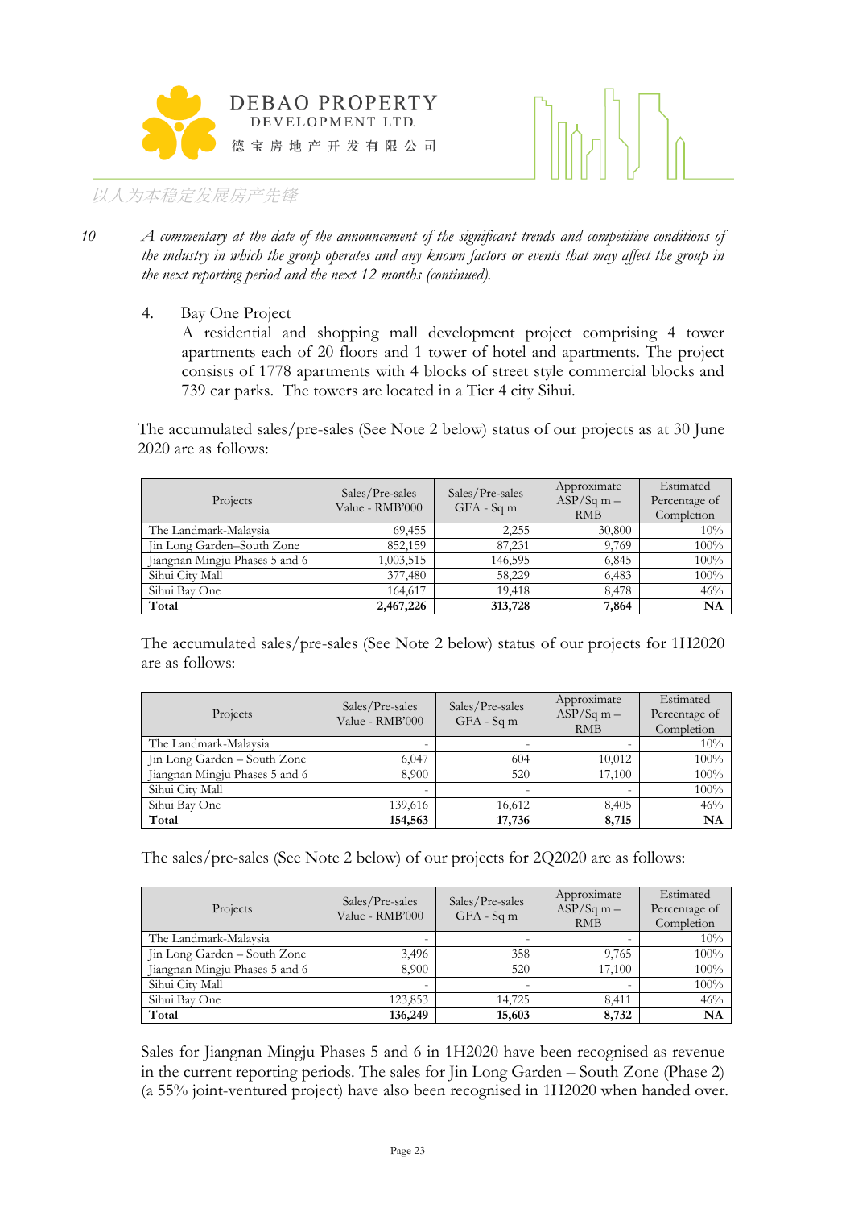10 *A commentary at the date of the announcement of the significant trends and competitive conditions of the industry in which the group operates and any known factors or events that may affect the group in the next reporting period and the next 12 months (continued).*

4. Bay One Project
   A residential and shopping mall development project comprising 4 tower apartments each of 20 floors and 1 tower of hotel and apartments. The project consists of 1778 apartments with 4 blocks of street style commercial blocks and 739 car parks. The towers are located in a Tier 4 city Sihui.

The accumulated sales/pre-sales (See Note 2 below) status of our projects as at 30 June 2020 are as follows:

| Projects | Sales/Pre-sales Value - RMB'000 | Sales/Pre-sales GFA - Sq m | Approximate ASP/Sq m – RMB | Estimated Percentage of Completion |
|---|---|---|---|---|
| The Landmark-Malaysia | 69,455 | 2,255 | 30,800 | 10% |
| Jin Long Garden–South Zone | 852,159 | 87,231 | 9,769 | 100% |
| Jiangnan Mingju Phases 5 and 6 | 1,003,515 | 146,595 | 6,845 | 100% |
| Sihui City Mall | 377,480 | 58,229 | 6,483 | 100% |
| Sihui Bay One | 164,617 | 19,418 | 8,478 | 46% |
| **Total** | **2,467,226** | **313,728** | **7,864** | **NA** |

The accumulated sales/pre-sales (See Note 2 below) status of our projects for 1H2020 are as follows:

| Projects | Sales/Pre-sales Value - RMB'000 | Sales/Pre-sales GFA - Sq m | Approximate ASP/Sq m – RMB | Estimated Percentage of Completion |
|---|---|---|---|---|
| The Landmark-Malaysia | - | - | - | 10% |
| Jin Long Garden – South Zone | 6,047 | 604 | 10,012 | 100% |
| Jiangnan Mingju Phases 5 and 6 | 8,900 | 520 | 17,100 | 100% |
| Sihui City Mall | - | - | - | 100% |
| Sihui Bay One | 139,616 | 16,612 | 8,405 | 46% |
| **Total** | **154,563** | **17,736** | **8,715** | **NA** |

The sales/pre-sales (See Note 2 below) of our projects for 2Q2020 are as follows:

| Projects | Sales/Pre-sales Value - RMB'000 | Sales/Pre-sales GFA - Sq m | Approximate ASP/Sq m – RMB | Estimated Percentage of Completion |
|---|---|---|---|---|
| The Landmark-Malaysia | - | - | - | 10% |
| Jin Long Garden – South Zone | 3,496 | 358 | 9,765 | 100% |
| Jiangnan Mingju Phases 5 and 6 | 8,900 | 520 | 17,100 | 100% |
| Sihui City Mall | - | - | - | 100% |
| Sihui Bay One | 123,853 | 14,725 | 8,411 | 46% |
| **Total** | **136,249** | **15,603** | **8,732** | **NA** |

Sales for Jiangnan Mingju Phases 5 and 6 in 1H2020 have been recognised as revenue in the current reporting periods. The sales for Jin Long Garden – South Zone (Phase 2) (a 55% joint-ventured project) have also been recognised in 1H2020 when handed over.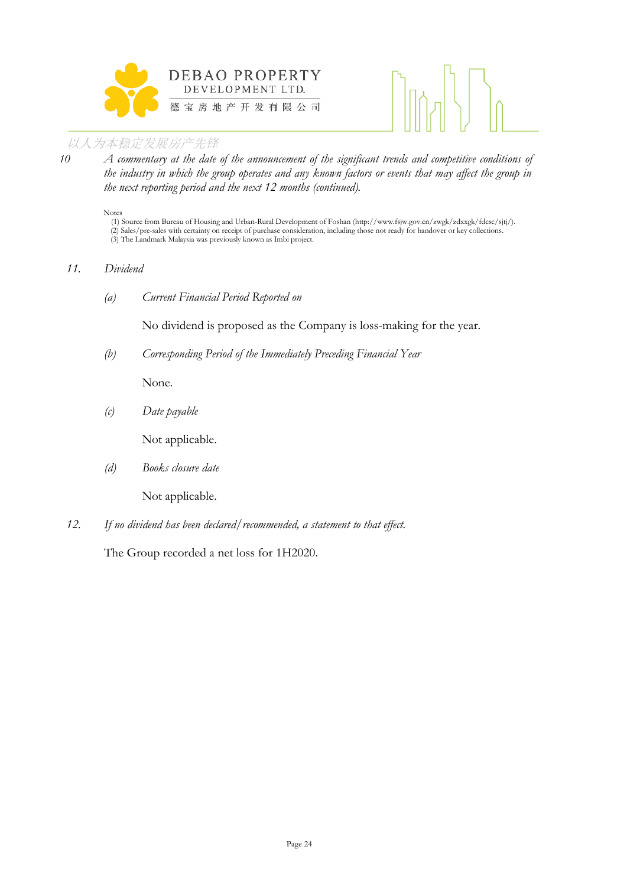10 *A commentary at the date of the announcement of the significant trends and competitive conditions of the industry in which the group operates and any known factors or events that may affect the group in the next reporting period and the next 12 months (continued).*

Notes
(1) Source from Bureau of Housing and Urban-Rural Development of Foshan (http://www.fsjw.gov.cn/zwgk/zdxxgk/fdcsc/sjtj/).
(2) Sales/pre-sales with certainty on receipt of purchase consideration, including those not ready for handover or key collections.
(3) The Landmark Malaysia was previously known as Imbi project.

11. *Dividend*

(a) *Current Financial Period Reported on*

No dividend is proposed as the Company is loss-making for the year.

(b) *Corresponding Period of the Immediately Preceding Financial Year*

None.

(c) *Date payable*

Not applicable.

(d) *Books closure date*

Not applicable.

12. *If no dividend has been declared/recommended, a statement to that effect.*

The Group recorded a net loss for 1H2020.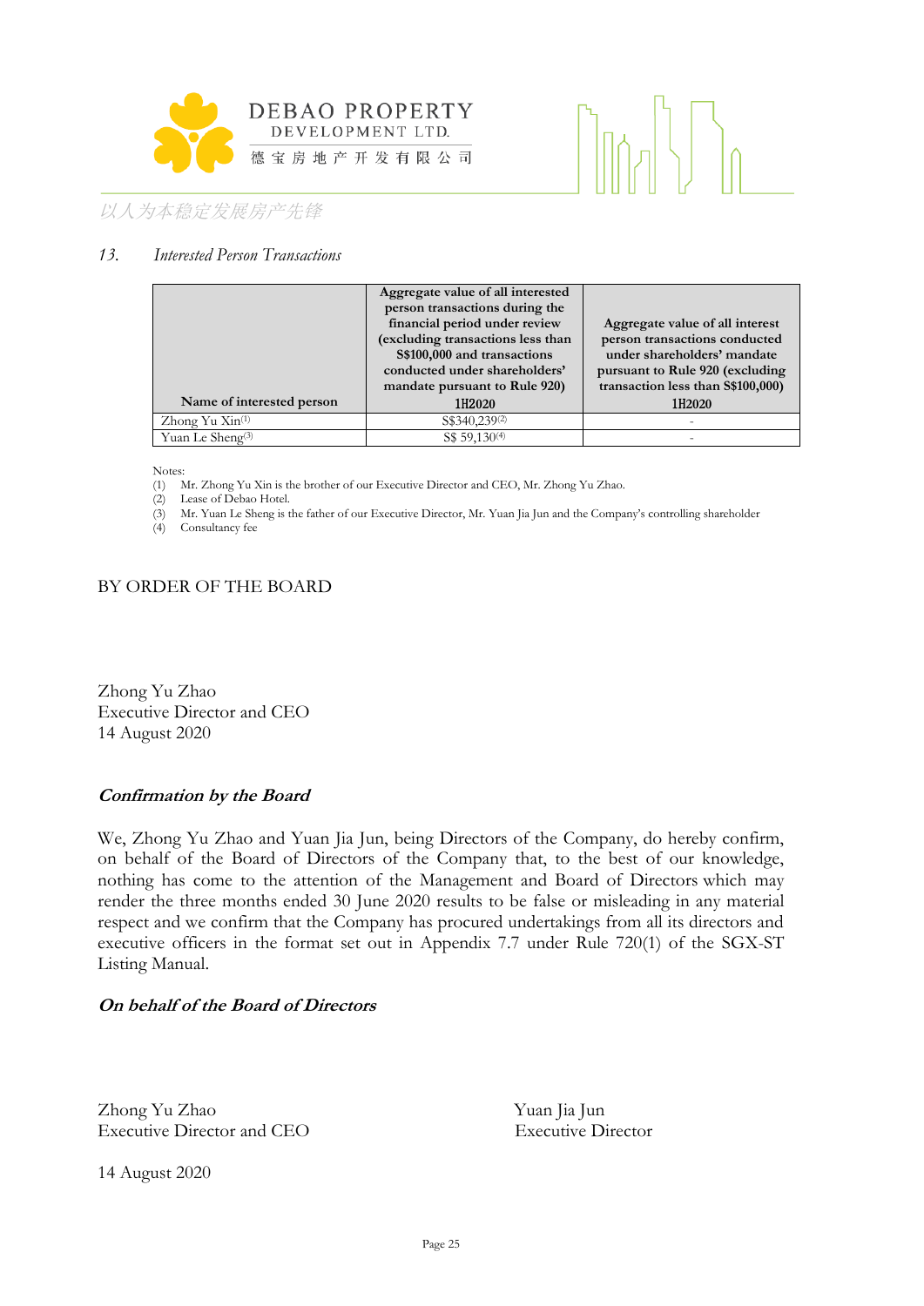## 13. *Interested Person Transactions*

| Name of interested person | Aggregate value of all interested person transactions during the financial period under review (excluding transactions less than S$100,000 and transactions conducted under shareholders' mandate pursuant to Rule 920) 1H2020 | Aggregate value of all interest person transactions conducted under shareholders' mandate pursuant to Rule 920 (excluding transaction less than S$100,000) 1H2020 |
|---|---|---|
| Zhong Yu Xin[(1)] | S$340,239[(2)] | - |
| Yuan Le Sheng[(3)] | S$ 59,130[(4)] | - |

Notes:
(1) Mr. Zhong Yu Xin is the brother of our Executive Director and CEO, Mr. Zhong Yu Zhao.
(2) Lease of Debao Hotel.
(3) Mr. Yuan Le Sheng is the father of our Executive Director, Mr. Yuan Jia Jun and the Company's controlling shareholder
(4) Consultancy fee

BY ORDER OF THE BOARD

Zhong Yu Zhao
Executive Director and CEO
14 August 2020

***Confirmation by the Board***

We, Zhong Yu Zhao and Yuan Jia Jun, being Directors of the Company, do hereby confirm, on behalf of the Board of Directors of the Company that, to the best of our knowledge, nothing has come to the attention of the Management and Board of Directors which may render the three months ended 30 June 2020 results to be false or misleading in any material respect and we confirm that the Company has procured undertakings from all its directors and executive officers in the format set out in Appendix 7.7 under Rule 720(1) of the SGX-ST Listing Manual.

***On behalf of the Board of Directors***

Zhong Yu Zhao
Executive Director and CEO

Yuan Jia Jun
Executive Director

14 August 2020